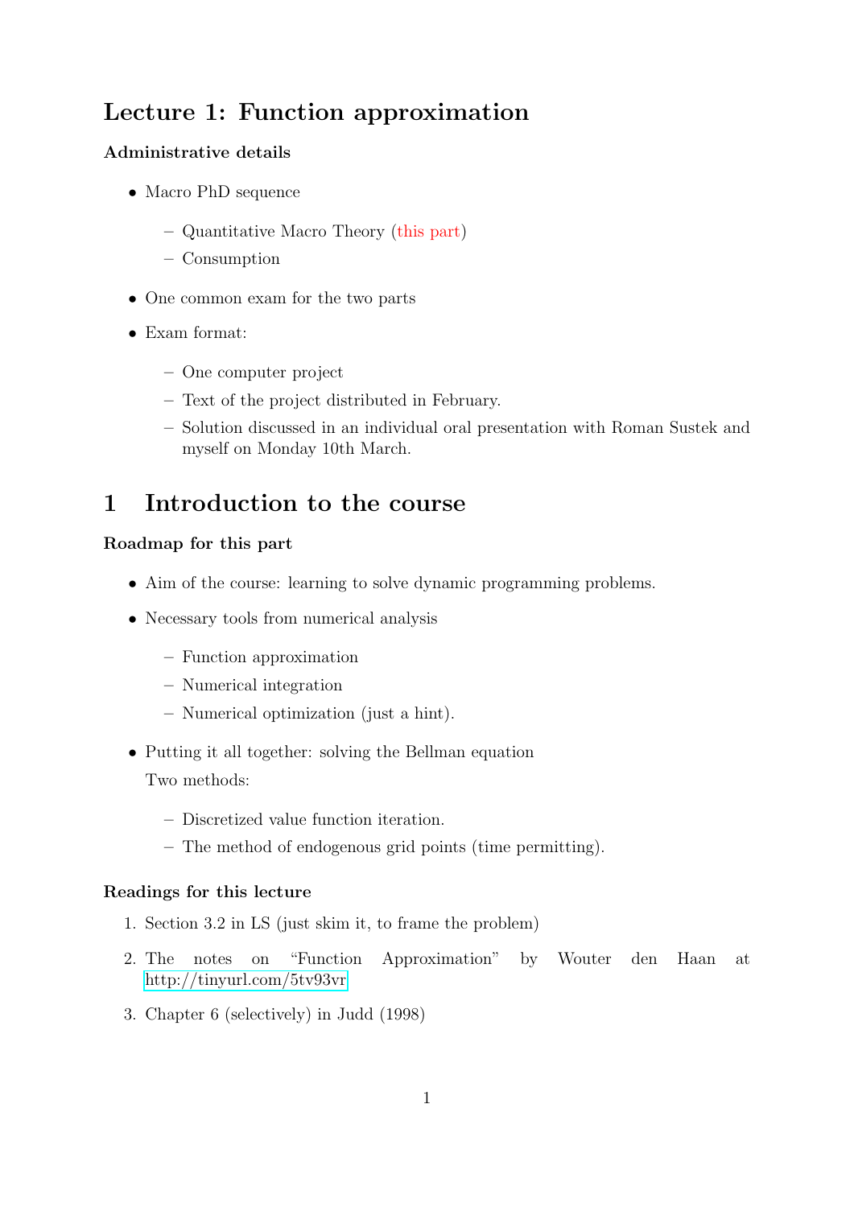# Lecture 1: Function approximation

### Administrative details

- Macro PhD sequence
  - Quantitative Macro Theory (this part)
  - Consumption
- One common exam for the two parts
- Exam format:
  - One computer project
  - Text of the project distributed in February.
  - Solution discussed in an individual oral presentation with Roman Sustek and myself on Monday 10th March.

## 1 Introduction to the course

### Roadmap for this part

- Aim of the course: learning to solve dynamic programming problems.
- Necessary tools from numerical analysis
  - Function approximation
  - Numerical integration
  - Numerical optimization (just a hint).
- Putting it all together: solving the Bellman equation

  Two methods:
  - Discretized value function iteration.
  - The method of endogenous grid points (time permitting).

### Readings for this lecture

1. Section 3.2 in LS (just skim it, to frame the problem)
2. The notes on "Function Approximation" by Wouter den Haan at http://tinyurl.com/5tv93vr
3. Chapter 6 (selectively) in Judd (1998)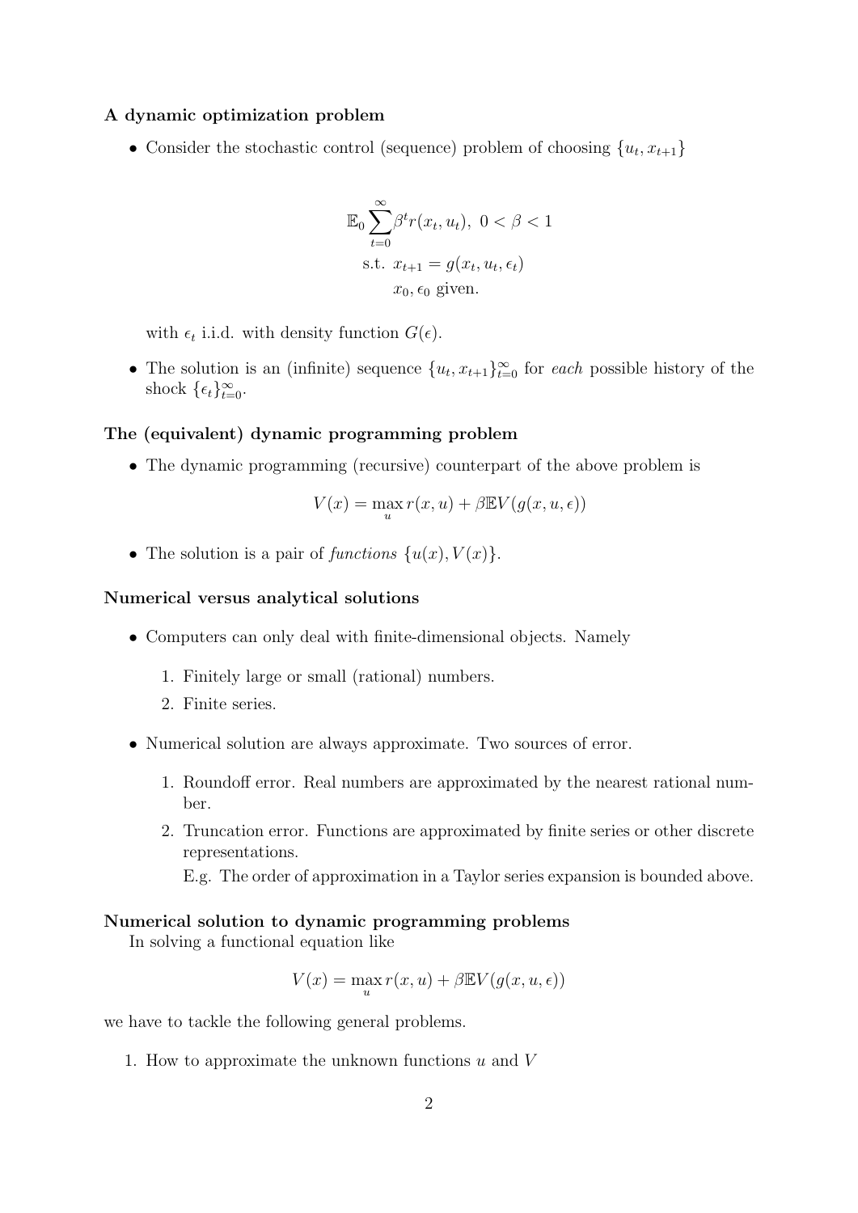**A dynamic optimization problem**

- Consider the stochastic control (sequence) problem of choosing $\{u_t, x_{t+1}\}$

$$
\begin{aligned}
&\mathbb{E}_0 \sum_{t=0}^{\infty} \beta^t r(x_t, u_t), \ 0 < \beta < 1 \\
&\text{s.t. } x_{t+1} = g(x_t, u_t, \epsilon_t) \\
&\quad x_0, \epsilon_0 \text{ given.}
\end{aligned}
$$

  with $\epsilon_t$ i.i.d. with density function $G(\epsilon)$.

- The solution is an (infinite) sequence $\{u_t, x_{t+1}\}_{t=0}^{\infty}$ for *each* possible history of the shock $\{\epsilon_t\}_{t=0}^{\infty}$.

**The (equivalent) dynamic programming problem**

- The dynamic programming (recursive) counterpart of the above problem is

$$
V(x) = \max_u r(x, u) + \beta \mathbb{E} V(g(x, u, \epsilon))
$$

- The solution is a pair of *functions* $\{u(x), V(x)\}$.

**Numerical versus analytical solutions**

- Computers can only deal with finite-dimensional objects. Namely
  1. Finitely large or small (rational) numbers.
  2. Finite series.
- Numerical solution are always approximate. Two sources of error.
  1. Roundoff error. Real numbers are approximated by the nearest rational number.
  2. Truncation error. Functions are approximated by finite series or other discrete representations.

     E.g. The order of approximation in a Taylor series expansion is bounded above.

**Numerical solution to dynamic programming problems**

In solving a functional equation like

$$
V(x) = \max_u r(x, u) + \beta \mathbb{E} V(g(x, u, \epsilon))
$$

we have to tackle the following general problems.

1. How to approximate the unknown functions $u$ and $V$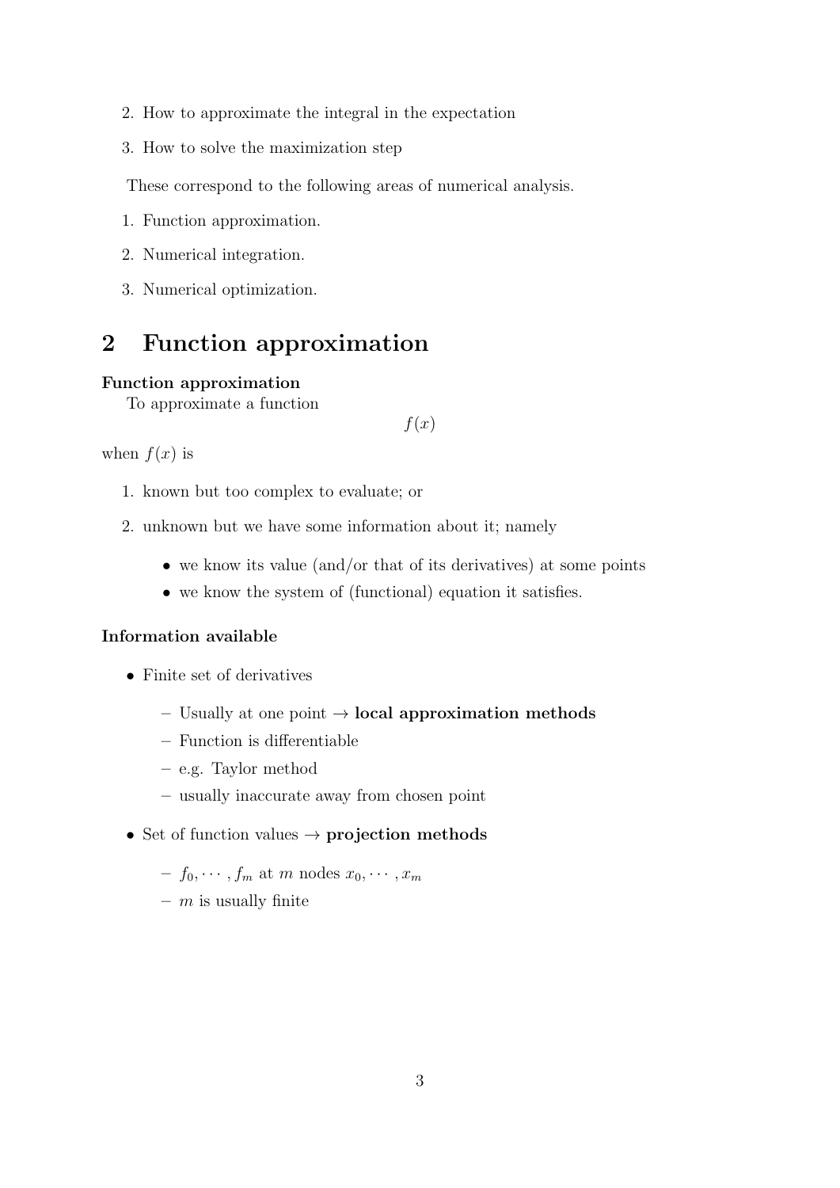2. How to approximate the integral in the expectation
3. How to solve the maximization step

These correspond to the following areas of numerical analysis.

1. Function approximation.
2. Numerical integration.
3. Numerical optimization.

# 2 Function approximation

**Function approximation**

To approximate a function

$$f(x)$$

when $f(x)$ is

1. known but too complex to evaluate; or
2. unknown but we have some information about it; namely
   - we know its value (and/or that of its derivatives) at some points
   - we know the system of (functional) equation it satisfies.

**Information available**

- Finite set of derivatives
  - Usually at one point → **local approximation methods**
  - Function is differentiable
  - e.g. Taylor method
  - usually inaccurate away from chosen point
- Set of function values → **projection methods**
  - $f_0, \cdots, f_m$ at $m$ nodes $x_0, \cdots, x_m$
  - $m$ is usually finite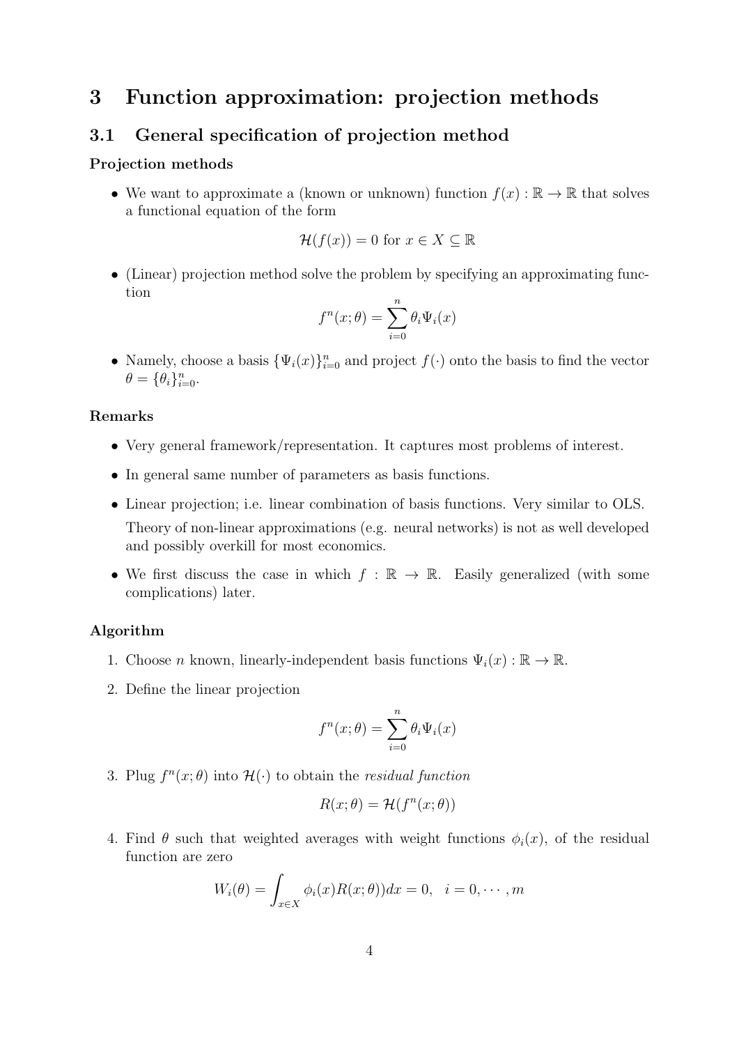# 3 Function approximation: projection methods

## 3.1 General specification of projection method

**Projection methods**

- We want to approximate a (known or unknown) function $f(x) : \mathbb{R} \rightarrow \mathbb{R}$ that solves a functional equation of the form

$$\mathcal{H}(f(x)) = 0 \text{ for } x \in X \subseteq \mathbb{R}$$

- (Linear) projection method solve the problem by specifying an approximating function

$$f^n(x; \theta) = \sum_{i=0}^{n} \theta_i \Psi_i(x)$$

- Namely, choose a basis $\{\Psi_i(x)\}_{i=0}^n$ and project $f(\cdot)$ onto the basis to find the vector $\theta = \{\theta_i\}_{i=0}^n$.

**Remarks**

- Very general framework/representation. It captures most problems of interest.
- In general same number of parameters as basis functions.
- Linear projection; i.e. linear combination of basis functions. Very similar to OLS.

  Theory of non-linear approximations (e.g. neural networks) is not as well developed and possibly overkill for most economics.
- We first discuss the case in which $f : \mathbb{R} \rightarrow \mathbb{R}$. Easily generalized (with some complications) later.

**Algorithm**

1. Choose $n$ known, linearly-independent basis functions $\Psi_i(x) : \mathbb{R} \rightarrow \mathbb{R}$.
2. Define the linear projection

$$f^n(x; \theta) = \sum_{i=0}^{n} \theta_i \Psi_i(x)$$

3. Plug $f^n(x; \theta)$ into $\mathcal{H}(\cdot)$ to obtain the *residual function*

$$R(x; \theta) = \mathcal{H}(f^n(x; \theta))$$

4. Find $\theta$ such that weighted averages with weight functions $\phi_i(x)$, of the residual function are zero

$$W_i(\theta) = \int_{x \in X} \phi_i(x) R(x; \theta)) dx = 0, \quad i = 0, \cdots, m$$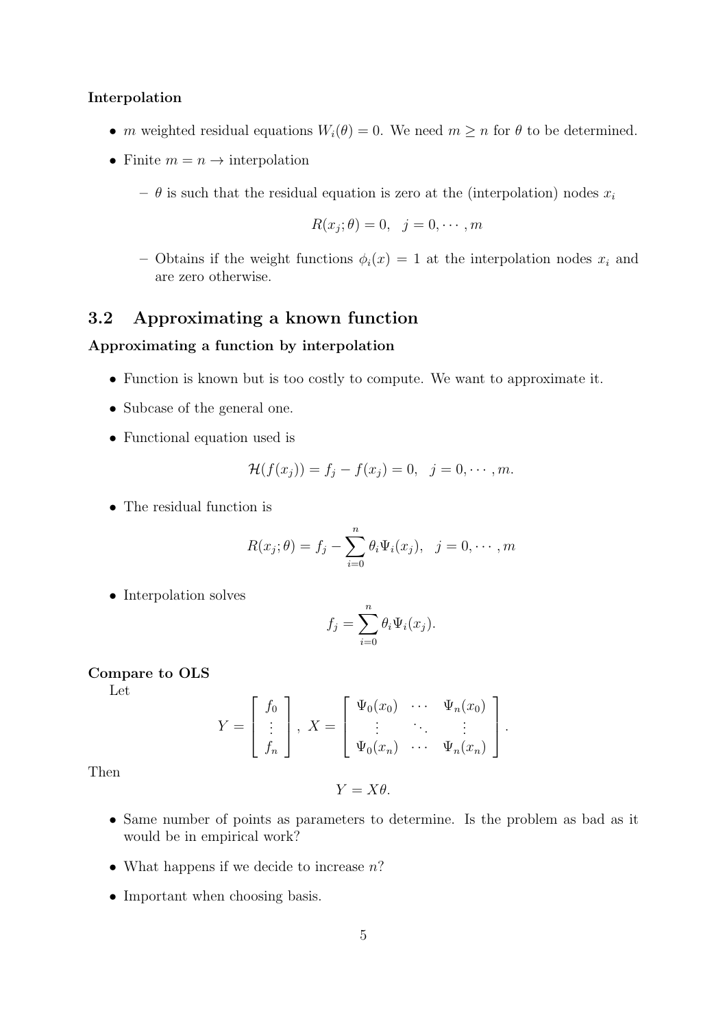**Interpolation**

- $m$ weighted residual equations $W_i(\theta) = 0$. We need $m \geq n$ for $\theta$ to be determined.
- Finite $m = n \rightarrow$ interpolation
  - $\theta$ is such that the residual equation is zero at the (interpolation) nodes $x_i$

    $$R(x_j; \theta) = 0, \quad j = 0, \cdots, m$$

  - Obtains if the weight functions $\phi_i(x) = 1$ at the interpolation nodes $x_i$ and are zero otherwise.

## 3.2 Approximating a known function

**Approximating a function by interpolation**

- Function is known but is too costly to compute. We want to approximate it.
- Subcase of the general one.
- Functional equation used is

  $$\mathcal{H}(f(x_j)) = f_j - f(x_j) = 0, \quad j = 0, \cdots, m.$$

- The residual function is

  $$R(x_j; \theta) = f_j - \sum_{i=0}^{n} \theta_i \Psi_i(x_j), \quad j = 0, \cdots, m$$

- Interpolation solves

  $$f_j = \sum_{i=0}^{n} \theta_i \Psi_i(x_j).$$

**Compare to OLS**

Let

$$Y = \begin{bmatrix} f_0 \\ \vdots \\ f_n \end{bmatrix}, \; X = \begin{bmatrix} \Psi_0(x_0) & \cdots & \Psi_n(x_0) \\ \vdots & \ddots & \vdots \\ \Psi_0(x_n) & \cdots & \Psi_n(x_n) \end{bmatrix}.$$

Then

$$Y = X\theta.$$

- Same number of points as parameters to determine. Is the problem as bad as it would be in empirical work?
- What happens if we decide to increase $n$?
- Important when choosing basis.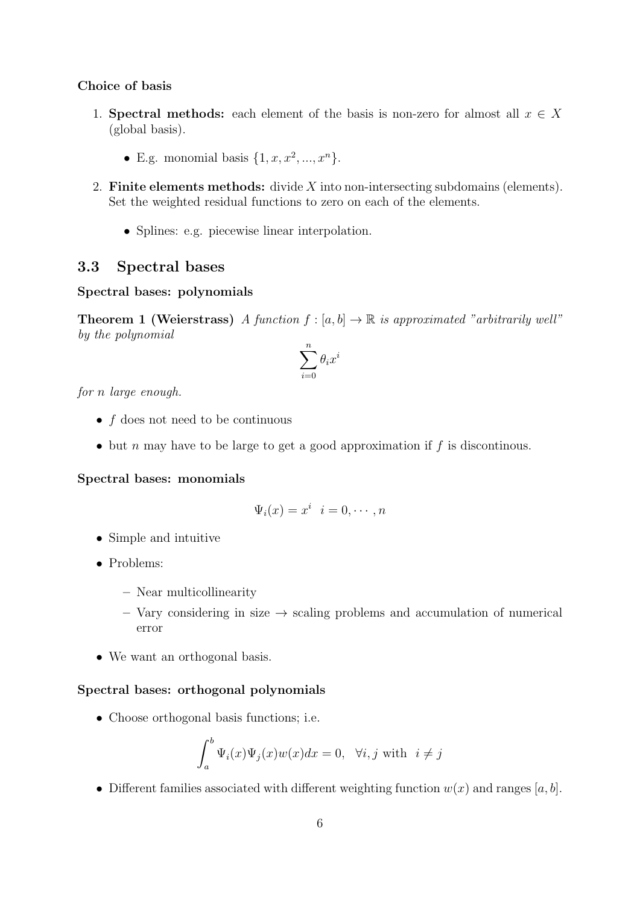**Choice of basis**

1. **Spectral methods:** each element of the basis is non-zero for almost all $x \in X$ (global basis).
   - E.g. monomial basis $\{1, x, x^2, ..., x^n\}$.
2. **Finite elements methods:** divide $X$ into non-intersecting subdomains (elements). Set the weighted residual functions to zero on each of the elements.
   - Splines: e.g. piecewise linear interpolation.

## 3.3 Spectral bases

**Spectral bases: polynomials**

**Theorem 1 (Weierstrass)** *A function $f : [a, b] \to \mathbb{R}$ is approximated "arbitrarily well" by the polynomial*

$$\sum_{i=0}^{n} \theta_i x^i$$

*for $n$ large enough.*

- $f$ does not need to be continuous
- but $n$ may have to be large to get a good approximation if $f$ is discontinous.

**Spectral bases: monomials**

$$\Psi_i(x) = x^i \quad i = 0, \cdots, n$$

- Simple and intuitive
- Problems:
  - Near multicollinearity
  - Vary considering in size $\to$ scaling problems and accumulation of numerical error
- We want an orthogonal basis.

**Spectral bases: orthogonal polynomials**

- Choose orthogonal basis functions; i.e.

$$\int_a^b \Psi_i(x)\Psi_j(x)w(x)dx = 0, \quad \forall i, j \text{ with } \ i \neq j$$

- Different families associated with different weighting function $w(x)$ and ranges $[a, b]$.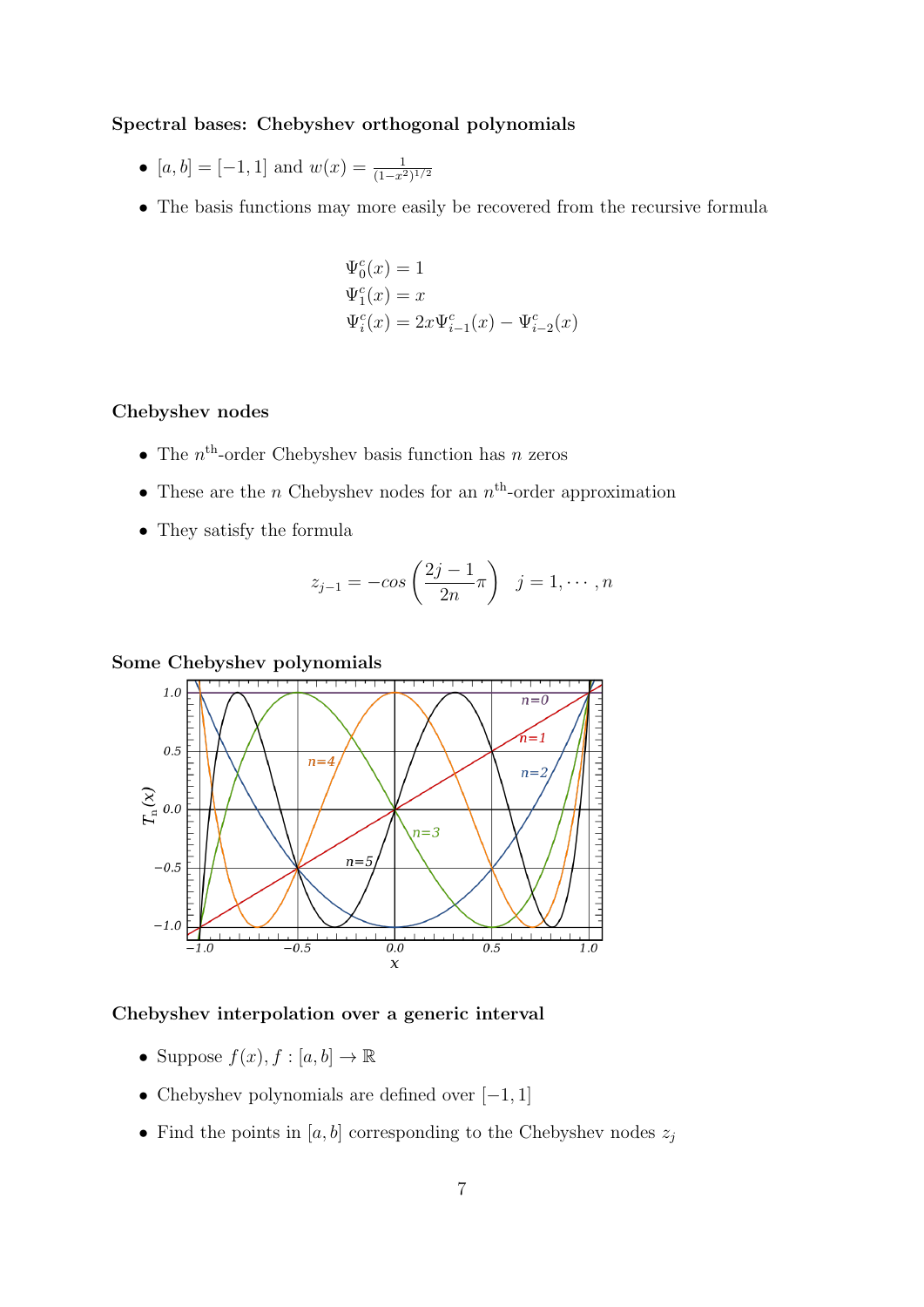**Spectral bases: Chebyshev orthogonal polynomials**

- $[a, b] = [-1, 1]$ and $w(x) = \frac{1}{(1-x^2)^{1/2}}$
- The basis functions may more easily be recovered from the recursive formula

$$\Psi_0^c(x) = 1$$
$$\Psi_1^c(x) = x$$
$$\Psi_i^c(x) = 2x\Psi_{i-1}^c(x) - \Psi_{i-2}^c(x)$$

**Chebyshev nodes**

- The $n^{\text{th}}$-order Chebyshev basis function has $n$ zeros
- These are the $n$ Chebyshev nodes for an $n^{\text{th}}$-order approximation
- They satisfy the formula

$$z_{j-1} = -cos\left(\frac{2j-1}{2n}\pi\right) \quad j = 1, \cdots, n$$

**Some Chebyshev polynomials**

1.0
0.5
0.0
−0.5
−1.0
−1.0
−0.5
0.0
0.5
1.0
$T_n(x)$
$x$
n=0
n=1
n=2
n=3
n=4
n=5

**Chebyshev interpolation over a generic interval**

- Suppose $f(x), f : [a, b] \to \mathbb{R}$
- Chebyshev polynomials are defined over $[-1, 1]$
- Find the points in $[a, b]$ corresponding to the Chebyshev nodes $z_j$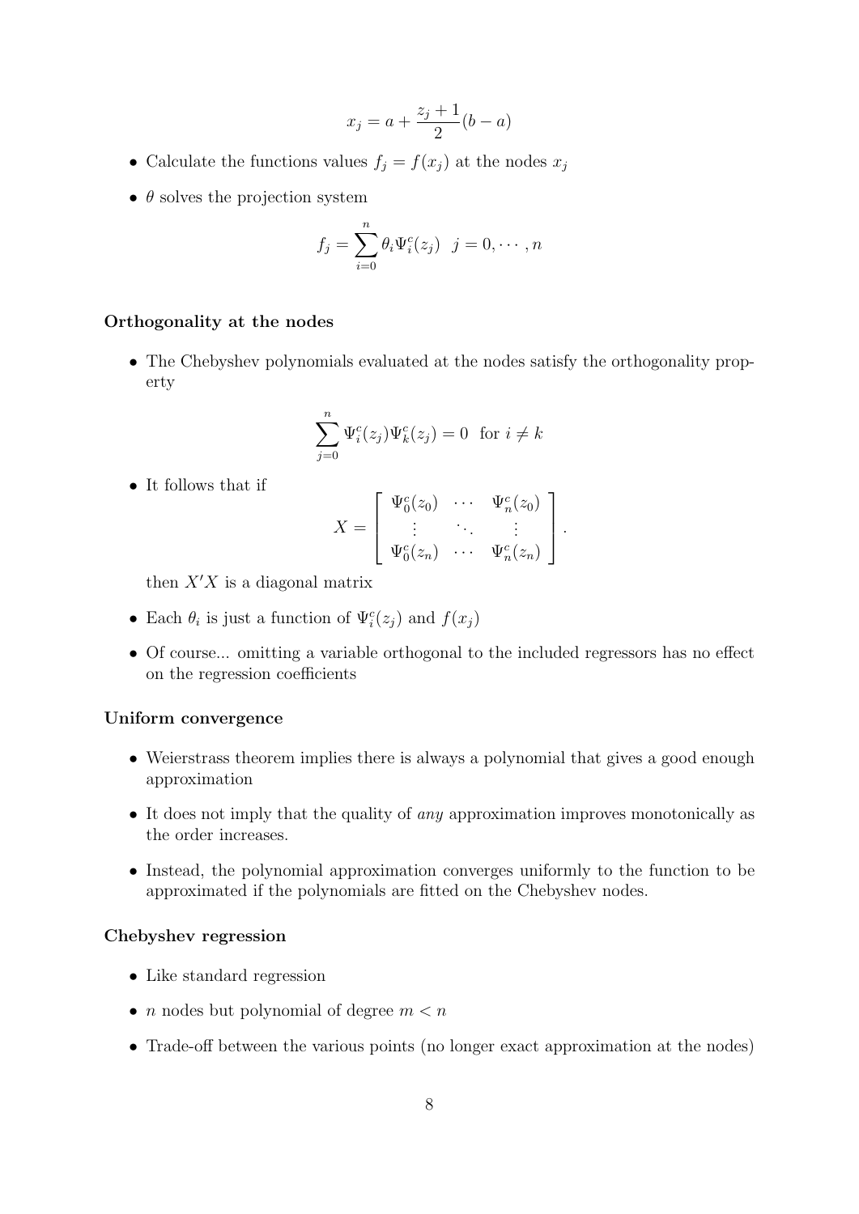$$x_j = a + \frac{z_j + 1}{2}(b - a)$$

- Calculate the functions values $f_j = f(x_j)$ at the nodes $x_j$
- $\theta$ solves the projection system

$$f_j = \sum_{i=0}^{n} \theta_i \Psi_i^c(z_j) \quad j = 0, \cdots, n$$

**Orthogonality at the nodes**

- The Chebyshev polynomials evaluated at the nodes satisfy the orthogonality property

$$\sum_{j=0}^{n} \Psi_i^c(z_j)\Psi_k^c(z_j) = 0 \quad \text{for } i \neq k$$

- It follows that if

$$X = \begin{bmatrix} \Psi_0^c(z_0) & \cdots & \Psi_n^c(z_0) \\ \vdots & \ddots & \vdots \\ \Psi_0^c(z_n) & \cdots & \Psi_n^c(z_n) \end{bmatrix}.$$

  then $X'X$ is a diagonal matrix

- Each $\theta_i$ is just a function of $\Psi_i^c(z_j)$ and $f(x_j)$
- Of course... omitting a variable orthogonal to the included regressors has no effect on the regression coefficients

**Uniform convergence**

- Weierstrass theorem implies there is always a polynomial that gives a good enough approximation
- It does not imply that the quality of *any* approximation improves monotonically as the order increases.
- Instead, the polynomial approximation converges uniformly to the function to be approximated if the polynomials are fitted on the Chebyshev nodes.

**Chebyshev regression**

- Like standard regression
- $n$ nodes but polynomial of degree $m < n$
- Trade-off between the various points (no longer exact approximation at the nodes)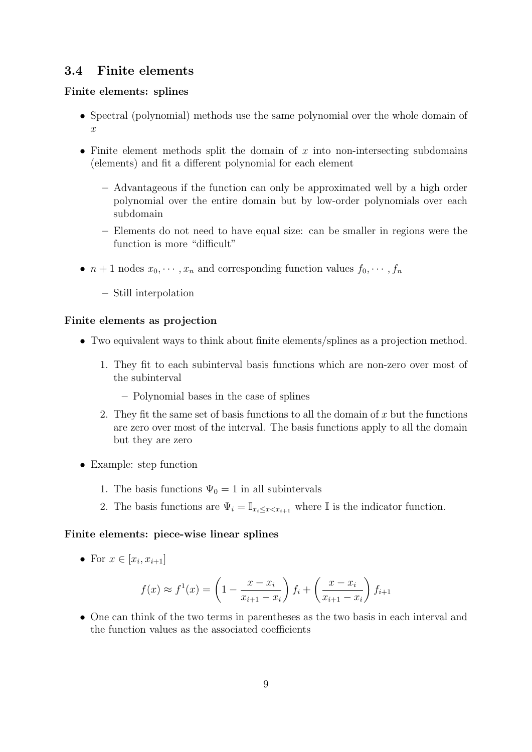## 3.4 Finite elements

**Finite elements: splines**

- Spectral (polynomial) methods use the same polynomial over the whole domain of $x$
- Finite element methods split the domain of $x$ into non-intersecting subdomains (elements) and fit a different polynomial for each element
  - Advantageous if the function can only be approximated well by a high order polynomial over the entire domain but by low-order polynomials over each subdomain
  - Elements do not need to have equal size: can be smaller in regions were the function is more "difficult"
- $n + 1$ nodes $x_0, \cdots, x_n$ and corresponding function values $f_0, \cdots, f_n$
  - Still interpolation

**Finite elements as projection**

- Two equivalent ways to think about finite elements/splines as a projection method.
  1. They fit to each subinterval basis functions which are non-zero over most of the subinterval
     - Polynomial bases in the case of splines
  2. They fit the same set of basis functions to all the domain of $x$ but the functions are zero over most of the interval. The basis functions apply to all the domain but they are zero
- Example: step function
  1. The basis functions $\Psi_0 = 1$ in all subintervals
  2. The basis functions are $\Psi_i = \mathbb{I}_{x_i \leq x < x_{i+1}}$ where $\mathbb{I}$ is the indicator function.

**Finite elements: piece-wise linear splines**

- For $x \in [x_i, x_{i+1}]$

$$f(x) \approx f^1(x) = \left(1 - \frac{x - x_i}{x_{i+1} - x_i}\right) f_i + \left(\frac{x - x_i}{x_{i+1} - x_i}\right) f_{i+1}$$

- One can think of the two terms in parentheses as the two basis in each interval and the function values as the associated coefficients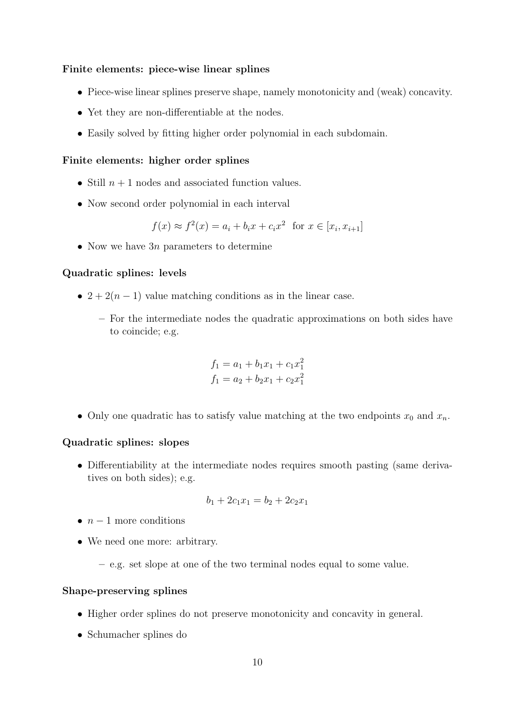**Finite elements: piece-wise linear splines**

- Piece-wise linear splines preserve shape, namely monotonicity and (weak) concavity.
- Yet they are non-differentiable at the nodes.
- Easily solved by fitting higher order polynomial in each subdomain.

**Finite elements: higher order splines**

- Still $n+1$ nodes and associated function values.
- Now second order polynomial in each interval

$$f(x) \approx f^2(x) = a_i + b_i x + c_i x^2 \text{ for } x \in [x_i, x_{i+1}]$$

- Now we have $3n$ parameters to determine

**Quadratic splines: levels**

- $2 + 2(n-1)$ value matching conditions as in the linear case.
  - For the intermediate nodes the quadratic approximations on both sides have to coincide; e.g.

$$f_1 = a_1 + b_1 x_1 + c_1 x_1^2$$
$$f_1 = a_2 + b_2 x_1 + c_2 x_1^2$$

- Only one quadratic has to satisfy value matching at the two endpoints $x_0$ and $x_n$.

**Quadratic splines: slopes**

- Differentiability at the intermediate nodes requires smooth pasting (same derivatives on both sides); e.g.

$$b_1 + 2c_1 x_1 = b_2 + 2c_2 x_1$$

- $n-1$ more conditions
- We need one more: arbitrary.
  - e.g. set slope at one of the two terminal nodes equal to some value.

**Shape-preserving splines**

- Higher order splines do not preserve monotonicity and concavity in general.
- Schumacher splines do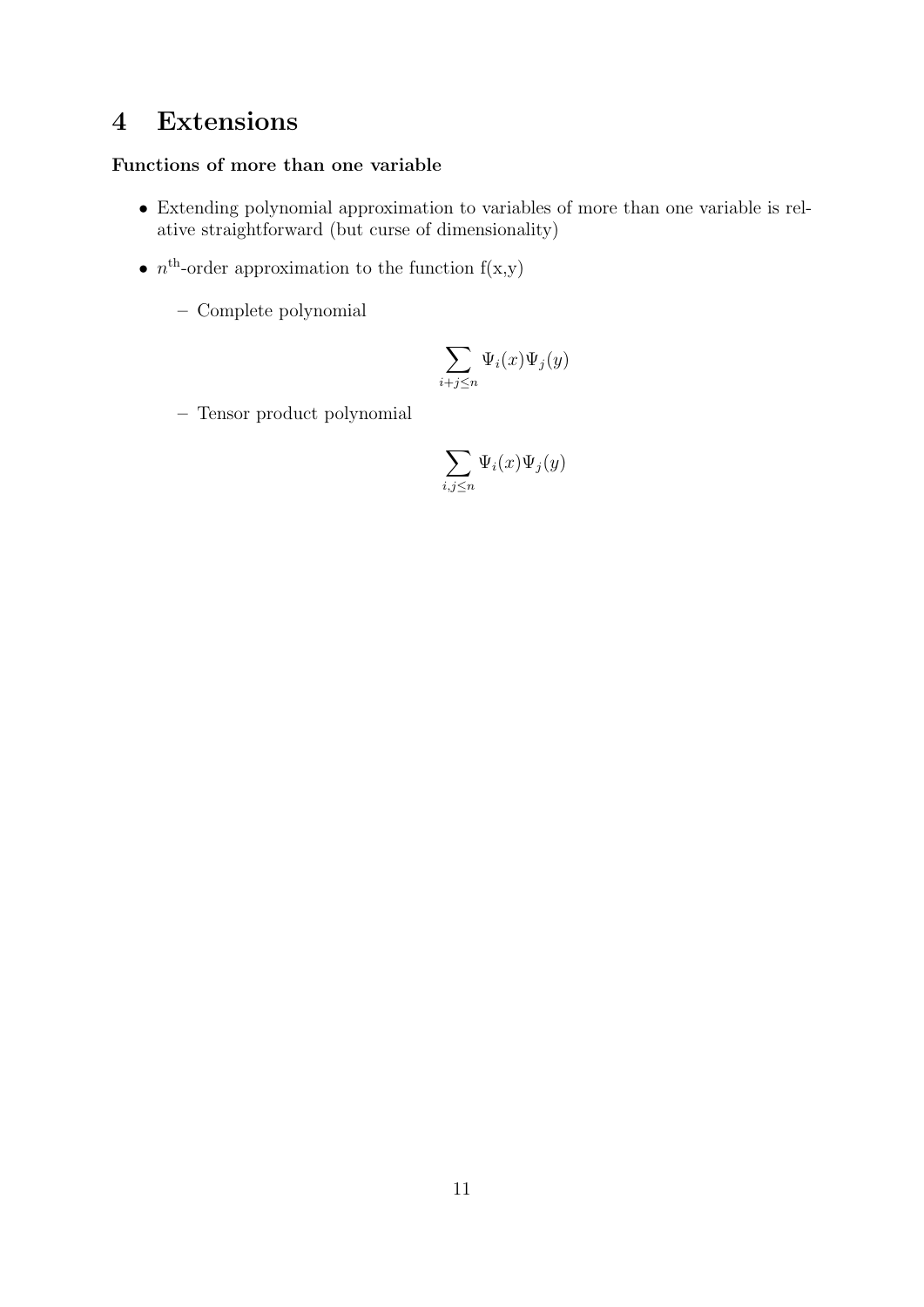# 4 Extensions

**Functions of more than one variable**

- Extending polynomial approximation to variables of more than one variable is relative straightforward (but curse of dimensionality)
- $n^{\text{th}}$-order approximation to the function f(x,y)
  - Complete polynomial

$$\sum_{i+j \leq n} \Psi_i(x)\Psi_j(y)$$

  - Tensor product polynomial

$$\sum_{i,j \leq n} \Psi_i(x)\Psi_j(y)$$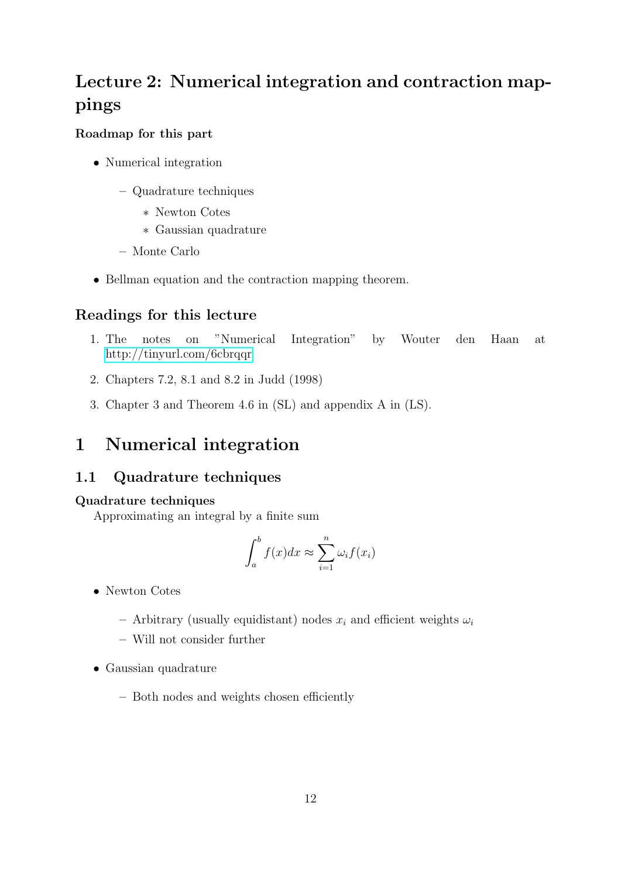# Lecture 2: Numerical integration and contraction mappings

**Roadmap for this part**

- Numerical integration
  - Quadrature techniques
    - Newton Cotes
    - Gaussian quadrature
  - Monte Carlo
- Bellman equation and the contraction mapping theorem.

### Readings for this lecture

1. The notes on "Numerical Integration" by Wouter den Haan at http://tinyurl.com/6cbrqqr
2. Chapters 7.2, 8.1 and 8.2 in Judd (1998)
3. Chapter 3 and Theorem 4.6 in (SL) and appendix A in (LS).

## 1 Numerical integration

### 1.1 Quadrature techniques

**Quadrature techniques**

Approximating an integral by a finite sum

$$\int_a^b f(x)dx \approx \sum_{i=1}^{n} \omega_i f(x_i)$$

- Newton Cotes
  - Arbitrary (usually equidistant) nodes $x_i$ and efficient weights $\omega_i$
  - Will not consider further
- Gaussian quadrature
  - Both nodes and weights chosen efficiently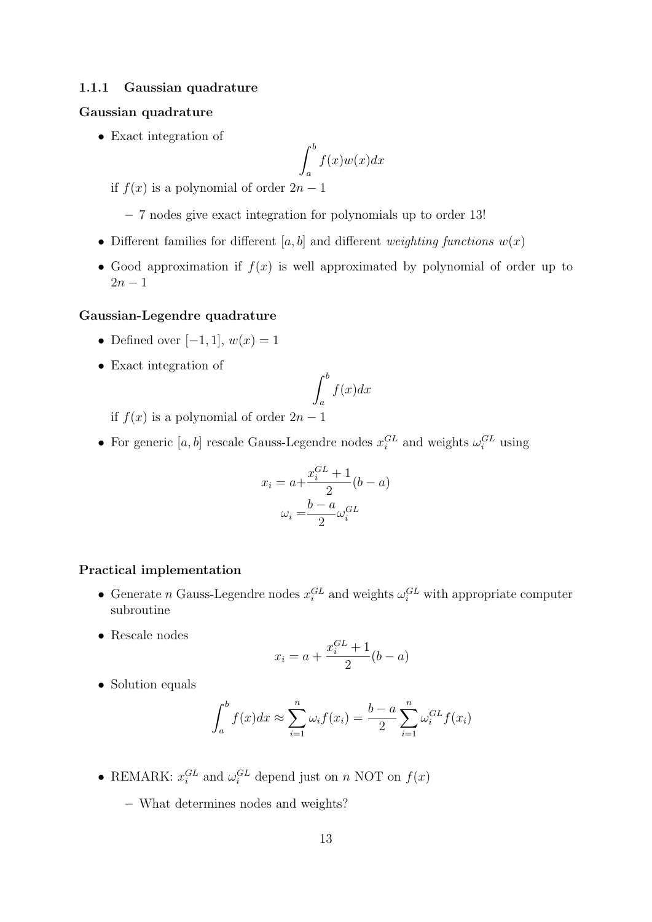### 1.1.1 Gaussian quadrature

**Gaussian quadrature**

- Exact integration of
$$\int_a^b f(x)w(x)dx$$
if $f(x)$ is a polynomial of order $2n-1$
  - 7 nodes give exact integration for polynomials up to order 13!
- Different families for different $[a,b]$ and different *weighting functions* $w(x)$
- Good approximation if $f(x)$ is well approximated by polynomial of order up to $2n-1$

**Gaussian-Legendre quadrature**

- Defined over $[-1,1]$, $w(x)=1$
- Exact integration of
$$\int_a^b f(x)dx$$
if $f(x)$ is a polynomial of order $2n-1$
- For generic $[a,b]$ rescale Gauss-Legendre nodes $x_i^{GL}$ and weights $\omega_i^{GL}$ using
$$x_i = a + \frac{x_i^{GL}+1}{2}(b-a)$$
$$\omega_i = \frac{b-a}{2}\omega_i^{GL}$$

**Practical implementation**

- Generate $n$ Gauss-Legendre nodes $x_i^{GL}$ and weights $\omega_i^{GL}$ with appropriate computer subroutine
- Rescale nodes
$$x_i = a + \frac{x_i^{GL}+1}{2}(b-a)$$
- Solution equals
$$\int_a^b f(x)dx \approx \sum_{i=1}^n \omega_i f(x_i) = \frac{b-a}{2}\sum_{i=1}^n \omega_i^{GL} f(x_i)$$
- REMARK: $x_i^{GL}$ and $\omega_i^{GL}$ depend just on $n$ NOT on $f(x)$
  - What determines nodes and weights?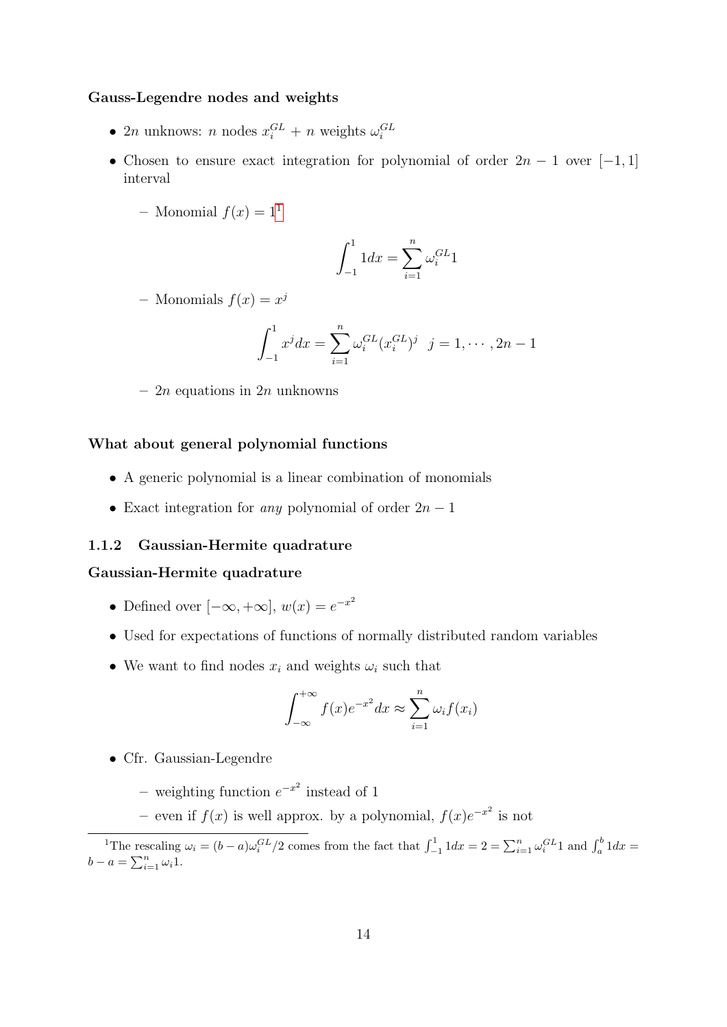**Gauss-Legendre nodes and weights**

- $2n$ unknows: $n$ nodes $x_i^{GL}$ + $n$ weights $\omega_i^{GL}$
- Chosen to ensure exact integration for polynomial of order $2n-1$ over $[-1,1]$ interval
  - Monomial $f(x) = 1$[1]

$$\int_{-1}^{1} 1dx = \sum_{i=1}^{n} \omega_i^{GL} 1$$

  - Monomials $f(x) = x^j$

$$\int_{-1}^{1} x^j dx = \sum_{i=1}^{n} \omega_i^{GL} (x_i^{GL})^j \quad j = 1, \cdots, 2n-1$$

  - $2n$ equations in $2n$ unknowns

**What about general polynomial functions**

- A generic polynomial is a linear combination of monomials
- Exact integration for *any* polynomial of order $2n-1$

### 1.1.2 Gaussian-Hermite quadrature

**Gaussian-Hermite quadrature**

- Defined over $[-\infty, +\infty]$, $w(x) = e^{-x^2}$
- Used for expectations of functions of normally distributed random variables
- We want to find nodes $x_i$ and weights $\omega_i$ such that

$$\int_{-\infty}^{+\infty} f(x) e^{-x^2} dx \approx \sum_{i=1}^{n} \omega_i f(x_i)$$

- Cfr. Gaussian-Legendre
  - weighting function $e^{-x^2}$ instead of 1
  - even if $f(x)$ is well approx. by a polynomial, $f(x)e^{-x^2}$ is not

---

[1] The rescaling $\omega_i = (b-a)\omega_i^{GL}/2$ comes from the fact that $\int_{-1}^{1} 1dx = 2 = \sum_{i=1}^{n} \omega_i^{GL} 1$ and $\int_a^b 1dx = b - a = \sum_{i=1}^{n} \omega_i 1$.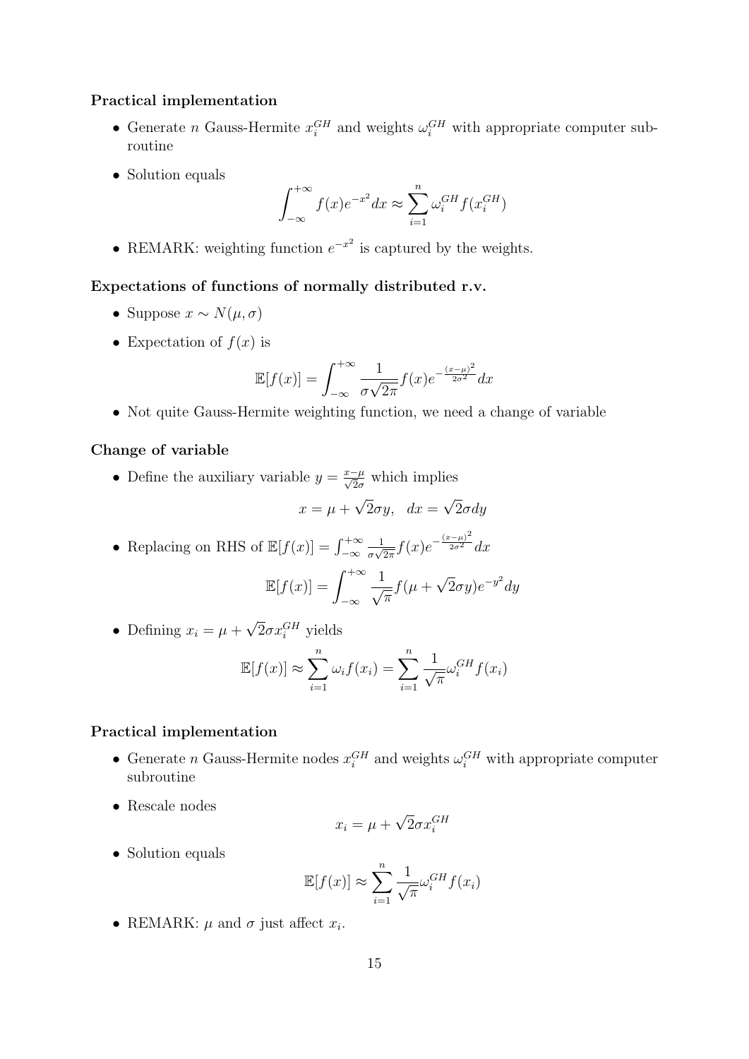**Practical implementation**

- Generate $n$ Gauss-Hermite $x_i^{GH}$ and weights $\omega_i^{GH}$ with appropriate computer subroutine
- Solution equals

$$\int_{-\infty}^{+\infty} f(x)e^{-x^2}dx \approx \sum_{i=1}^{n} \omega_i^{GH} f(x_i^{GH})$$

- REMARK: weighting function $e^{-x^2}$ is captured by the weights.

**Expectations of functions of normally distributed r.v.**

- Suppose $x \sim N(\mu, \sigma)$
- Expectation of $f(x)$ is

$$\mathbb{E}[f(x)] = \int_{-\infty}^{+\infty} \frac{1}{\sigma\sqrt{2\pi}} f(x) e^{-\frac{(x-\mu)^2}{2\sigma^2}} dx$$

- Not quite Gauss-Hermite weighting function, we need a change of variable

**Change of variable**

- Define the auxiliary variable $y = \frac{x-\mu}{\sqrt{2}\sigma}$ which implies

$$x = \mu + \sqrt{2}\sigma y, \quad dx = \sqrt{2}\sigma dy$$

- Replacing on RHS of $\mathbb{E}[f(x)] = \int_{-\infty}^{+\infty} \frac{1}{\sigma\sqrt{2\pi}} f(x) e^{-\frac{(x-\mu)^2}{2\sigma^2}} dx$

$$\mathbb{E}[f(x)] = \int_{-\infty}^{+\infty} \frac{1}{\sqrt{\pi}} f(\mu + \sqrt{2}\sigma y) e^{-y^2} dy$$

- Defining $x_i = \mu + \sqrt{2}\sigma x_i^{GH}$ yields

$$\mathbb{E}[f(x)] \approx \sum_{i=1}^{n} \omega_i f(x_i) = \sum_{i=1}^{n} \frac{1}{\sqrt{\pi}} \omega_i^{GH} f(x_i)$$

**Practical implementation**

- Generate $n$ Gauss-Hermite nodes $x_i^{GH}$ and weights $\omega_i^{GH}$ with appropriate computer subroutine
- Rescale nodes

$$x_i = \mu + \sqrt{2}\sigma x_i^{GH}$$

- Solution equals

$$\mathbb{E}[f(x)] \approx \sum_{i=1}^{n} \frac{1}{\sqrt{\pi}} \omega_i^{GH} f(x_i)$$

- REMARK: $\mu$ and $\sigma$ just affect $x_i$.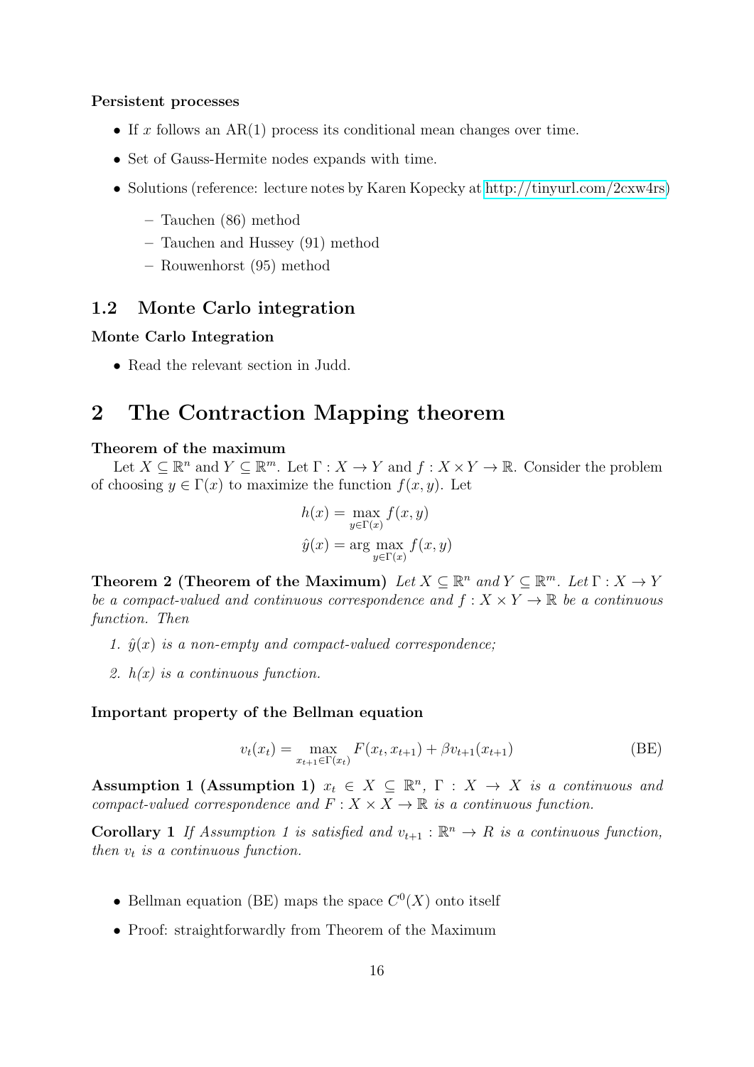**Persistent processes**

- If $x$ follows an AR(1) process its conditional mean changes over time.
- Set of Gauss-Hermite nodes expands with time.
- Solutions (reference: lecture notes by Karen Kopecky at http://tinyurl.com/2cxw4rs)
  - Tauchen (86) method
  - Tauchen and Hussey (91) method
  - Rouwenhorst (95) method

## 1.2 Monte Carlo integration

**Monte Carlo Integration**

- Read the relevant section in Judd.

# 2 The Contraction Mapping theorem

**Theorem of the maximum**

Let $X \subseteq \mathbb{R}^n$ and $Y \subseteq \mathbb{R}^m$. Let $\Gamma : X \to Y$ and $f : X \times Y \to \mathbb{R}$. Consider the problem of choosing $y \in \Gamma(x)$ to maximize the function $f(x, y)$. Let

$$h(x) = \max_{y \in \Gamma(x)} f(x, y)$$

$$\hat{y}(x) = \arg \max_{y \in \Gamma(x)} f(x, y)$$

**Theorem 2 (Theorem of the Maximum)** *Let $X \subseteq \mathbb{R}^n$ and $Y \subseteq \mathbb{R}^m$. Let $\Gamma : X \to Y$ be a compact-valued and continuous correspondence and $f : X \times Y \to \mathbb{R}$ be a continuous function. Then*

1. *$\hat{y}(x)$ is a non-empty and compact-valued correspondence;*
2. *$h(x)$ is a continuous function.*

**Important property of the Bellman equation**

$$v_t(x_t) = \max_{x_{t+1} \in \Gamma(x_t)} F(x_t, x_{t+1}) + \beta v_{t+1}(x_{t+1}) \tag{BE}$$

**Assumption 1 (Assumption 1)** *$x_t \in X \subseteq \mathbb{R}^n$, $\Gamma : X \to X$ is a continuous and compact-valued correspondence and $F : X \times X \to \mathbb{R}$ is a continuous function.*

**Corollary 1** *If Assumption 1 is satisfied and $v_{t+1} : \mathbb{R}^n \to R$ is a continuous function, then $v_t$ is a continuous function.*

- Bellman equation (BE) maps the space $C^0(X)$ onto itself
- Proof: straightforwardly from Theorem of the Maximum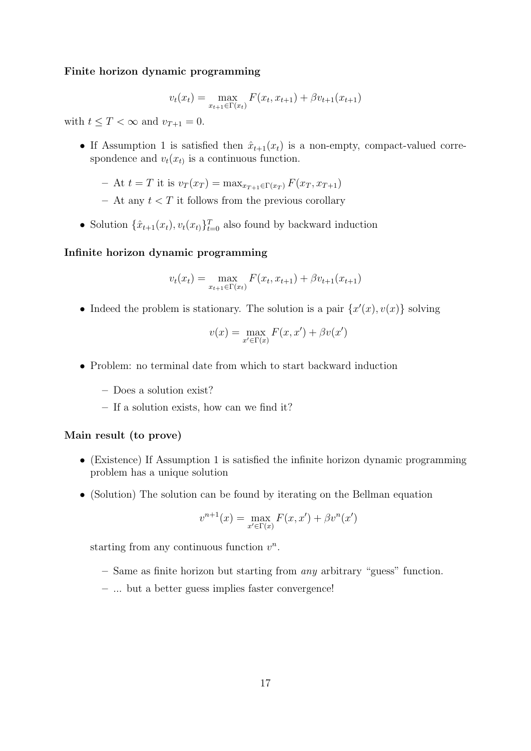**Finite horizon dynamic programming**

$$v_t(x_t) = \max_{x_{t+1}\in\Gamma(x_t)} F(x_t, x_{t+1}) + \beta v_{t+1}(x_{t+1})$$

with $t \leq T < \infty$ and $v_{T+1} = 0$.

- If Assumption 1 is satisfied then $\hat{x}_{t+1}(x_t)$ is a non-empty, compact-valued correspondence and $v_t(x_t)$ is a continuous function.
  - At $t = T$ it is $v_T(x_T) = \max_{x_{T+1}\in\Gamma(x_T)} F(x_T, x_{T+1})$
  - At any $t < T$ it follows from the previous corollary
- Solution $\{\hat{x}_{t+1}(x_t), v_t(x_t)\}_{t=0}^{T}$ also found by backward induction

**Infinite horizon dynamic programming**

$$v_t(x_t) = \max_{x_{t+1}\in\Gamma(x_t)} F(x_t, x_{t+1}) + \beta v_{t+1}(x_{t+1})$$

- Indeed the problem is stationary. The solution is a pair $\{x'(x), v(x)\}$ solving

$$v(x) = \max_{x'\in\Gamma(x)} F(x, x') + \beta v(x')$$

- Problem: no terminal date from which to start backward induction
  - Does a solution exist?
  - If a solution exists, how can we find it?

**Main result (to prove)**

- (Existence) If Assumption 1 is satisfied the infinite horizon dynamic programming problem has a unique solution
- (Solution) The solution can be found by iterating on the Bellman equation

$$v^{n+1}(x) = \max_{x'\in\Gamma(x)} F(x, x') + \beta v^n(x')$$

  starting from any continuous function $v^n$.
  - Same as finite horizon but starting from *any* arbitrary "guess" function.
  - ... but a better guess implies faster convergence!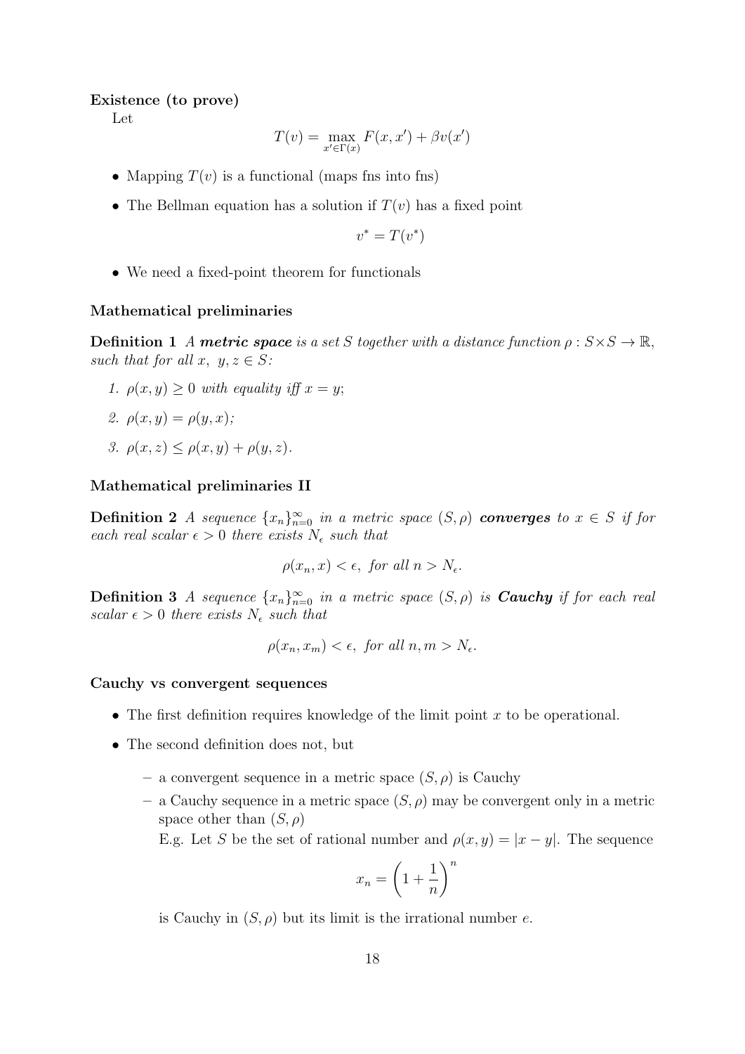**Existence (to prove)**

Let

$$T(v) = \max_{x' \in \Gamma(x)} F(x, x') + \beta v(x')$$

- Mapping $T(v)$ is a functional (maps fns into fns)
- The Bellman equation has a solution if $T(v)$ has a fixed point

$$v^* = T(v^*)$$

- We need a fixed-point theorem for functionals

**Mathematical preliminaries**

**Definition 1** *A **metric space** is a set $S$ together with a distance function $\rho : S \times S \to \mathbb{R}$, such that for all $x,\ y, z \in S$:*

1. *$\rho(x, y) \geq 0$ with equality iff $x = y$;*
2. *$\rho(x, y) = \rho(y, x)$;*
3. *$\rho(x, z) \leq \rho(x, y) + \rho(y, z)$.*

**Mathematical preliminaries II**

**Definition 2** *A sequence $\{x_n\}_{n=0}^{\infty}$ in a metric space $(S, \rho)$ **converges** to $x \in S$ if for each real scalar $\epsilon > 0$ there exists $N_\epsilon$ such that*

$$\rho(x_n, x) < \epsilon, \text{ for all } n > N_\epsilon.$$

**Definition 3** *A sequence $\{x_n\}_{n=0}^{\infty}$ in a metric space $(S, \rho)$ is **Cauchy** if for each real scalar $\epsilon > 0$ there exists $N_\epsilon$ such that*

$$\rho(x_n, x_m) < \epsilon, \text{ for all } n, m > N_\epsilon.$$

**Cauchy vs convergent sequences**

- The first definition requires knowledge of the limit point $x$ to be operational.
- The second definition does not, but
  - a convergent sequence in a metric space $(S, \rho)$ is Cauchy
  - a Cauchy sequence in a metric space $(S, \rho)$ may be convergent only in a metric space other than $(S, \rho)$

    E.g. Let $S$ be the set of rational number and $\rho(x, y) = |x - y|$. The sequence

    $$x_n = \left(1 + \frac{1}{n}\right)^n$$

    is Cauchy in $(S, \rho)$ but its limit is the irrational number $e$.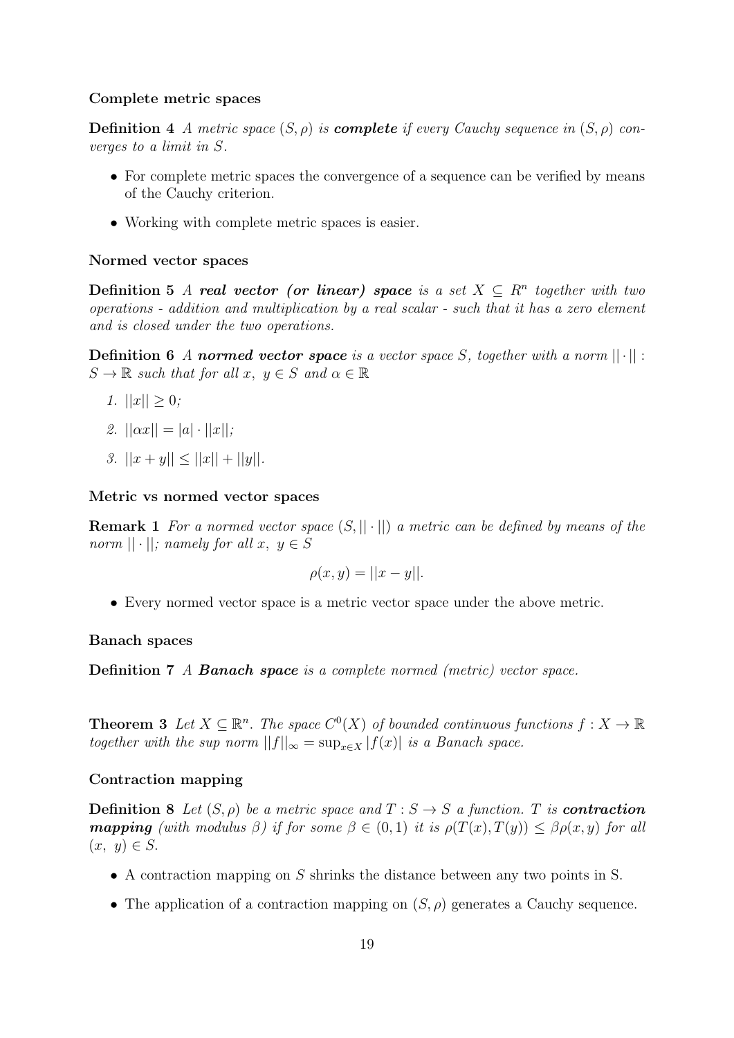### Complete metric spaces

**Definition 4** *A metric space $(S, \rho)$ is* ***complete*** *if every Cauchy sequence in $(S, \rho)$ converges to a limit in $S$.*

- For complete metric spaces the convergence of a sequence can be verified by means of the Cauchy criterion.
- Working with complete metric spaces is easier.

### Normed vector spaces

**Definition 5** *A* ***real vector (or linear) space*** *is a set $X \subseteq R^n$ together with two operations - addition and multiplication by a real scalar - such that it has a zero element and is closed under the two operations.*

**Definition 6** *A* ***normed vector space*** *is a vector space $S$, together with a norm $||\cdot|| : S \to \mathbb{R}$ such that for all $x,\ y \in S$ and $\alpha \in \mathbb{R}$*

1. $||x|| \geq 0$;
2. $||\alpha x|| = |a| \cdot ||x||$;
3. $||x + y|| \leq ||x|| + ||y||$.

### Metric vs normed vector spaces

**Remark 1** *For a normed vector space $(S, ||\cdot||)$ a metric can be defined by means of the norm $||\cdot||$; namely for all $x,\ y \in S$*

$$\rho(x, y) = ||x - y||.$$

- Every normed vector space is a metric vector space under the above metric.

### Banach spaces

**Definition 7** *A* ***Banach space*** *is a complete normed (metric) vector space.*

**Theorem 3** *Let $X \subseteq \mathbb{R}^n$. The space $C^0(X)$ of bounded continuous functions $f : X \to \mathbb{R}$ together with the sup norm $||f||_\infty = \sup_{x \in X} |f(x)|$ is a Banach space.*

### Contraction mapping

**Definition 8** *Let $(S, \rho)$ be a metric space and $T : S \to S$ a function. $T$ is* ***contraction mapping*** *(with modulus $\beta$) if for some $\beta \in (0, 1)$ it is $\rho(T(x), T(y)) \leq \beta \rho(x, y)$ for all $(x,\ y) \in S$.*

- A contraction mapping on $S$ shrinks the distance between any two points in S.
- The application of a contraction mapping on $(S, \rho)$ generates a Cauchy sequence.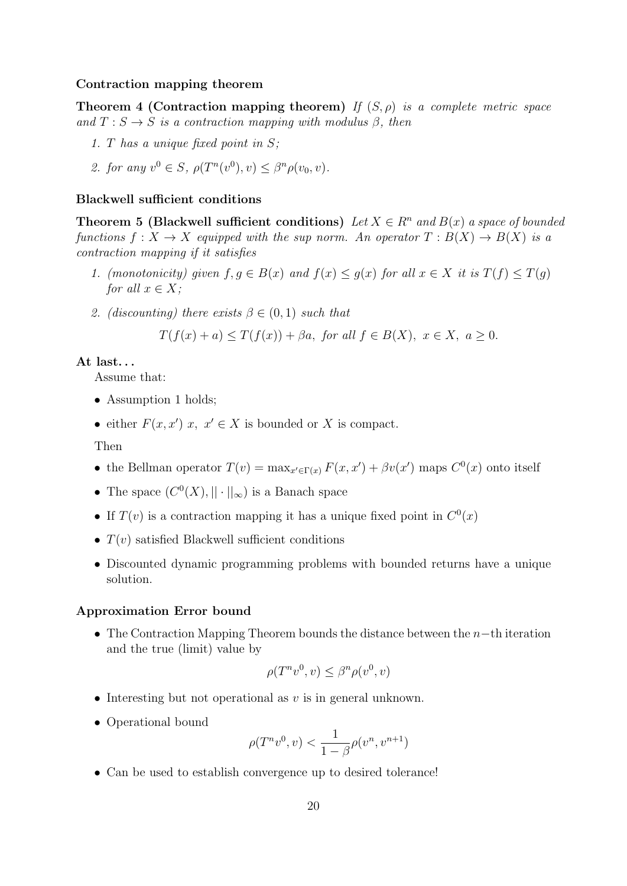### Contraction mapping theorem

**Theorem 4 (Contraction mapping theorem)** *If $(S, \rho)$ is a complete metric space and $T : S \to S$ is a contraction mapping with modulus $\beta$, then*

1. *$T$ has a unique fixed point in $S$;*
2. *for any $v^0 \in S$, $\rho(T^n(v^0), v) \leq \beta^n \rho(v_0, v)$.*

### Blackwell sufficient conditions

**Theorem 5 (Blackwell sufficient conditions)** *Let $X \in R^n$ and $B(x)$ a space of bounded functions $f : X \to X$ equipped with the sup norm. An operator $T : B(X) \to B(X)$ is a contraction mapping if it satisfies*

1. *(monotonicity) given $f, g \in B(x)$ and $f(x) \leq g(x)$ for all $x \in X$ it is $T(f) \leq T(g)$ for all $x \in X$;*
2. *(discounting) there exists $\beta \in (0, 1)$ such that*

$$T(f(x) + a) \leq T(f(x)) + \beta a, \text{ for all } f \in B(X), \ x \in X, \ a \geq 0.$$

**At last. . .**

Assume that:

- Assumption 1 holds;
- either $F(x, x')$ $x$, $x' \in X$ is bounded or $X$ is compact.

Then

- the Bellman operator $T(v) = \max_{x' \in \Gamma(x)} F(x, x') + \beta v(x')$ maps $C^0(x)$ onto itself
- The space $(C^0(X), || \cdot ||_\infty)$ is a Banach space
- If $T(v)$ is a contraction mapping it has a unique fixed point in $C^0(x)$
- $T(v)$ satisfied Blackwell sufficient conditions
- Discounted dynamic programming problems with bounded returns have a unique solution.

### Approximation Error bound

- The Contraction Mapping Theorem bounds the distance between the $n-$th iteration and the true (limit) value by

$$\rho(T^n v^0, v) \leq \beta^n \rho(v^0, v)$$

- Interesting but not operational as $v$ is in general unknown.
- Operational bound

$$\rho(T^n v^0, v) < \frac{1}{1 - \beta} \rho(v^n, v^{n+1})$$

- Can be used to establish convergence up to desired tolerance!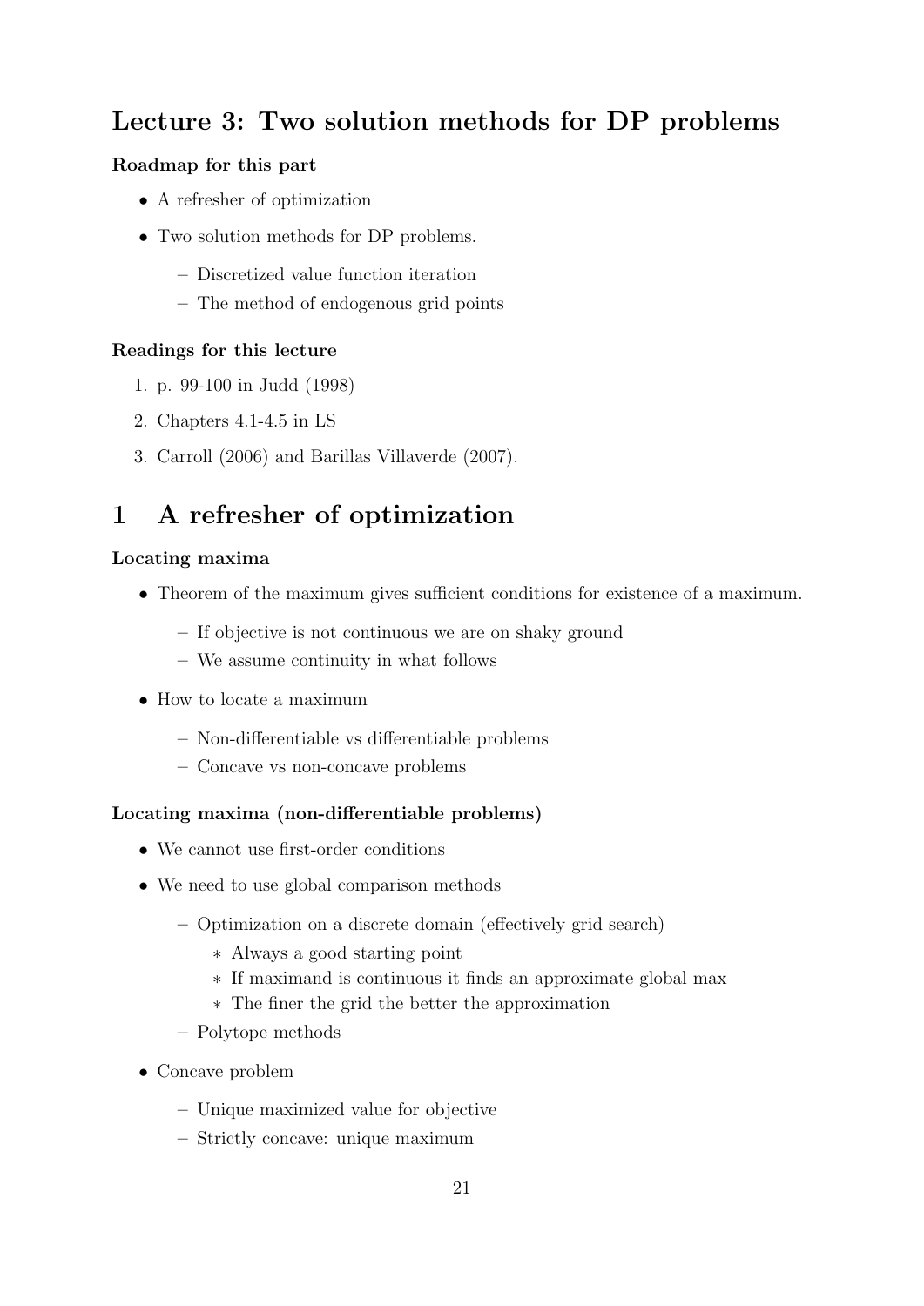## Lecture 3: Two solution methods for DP problems

**Roadmap for this part**

- A refresher of optimization
- Two solution methods for DP problems.
  - Discretized value function iteration
  - The method of endogenous grid points

**Readings for this lecture**

1. p. 99-100 in Judd (1998)
2. Chapters 4.1-4.5 in LS
3. Carroll (2006) and Barillas Villaverde (2007).

# 1 A refresher of optimization

**Locating maxima**

- Theorem of the maximum gives sufficient conditions for existence of a maximum.
  - If objective is not continuous we are on shaky ground
  - We assume continuity in what follows
- How to locate a maximum
  - Non-differentiable vs differentiable problems
  - Concave vs non-concave problems

**Locating maxima (non-differentiable problems)**

- We cannot use first-order conditions
- We need to use global comparison methods
  - Optimization on a discrete domain (effectively grid search)
    - Always a good starting point
    - If maximand is continuous it finds an approximate global max
    - The finer the grid the better the approximation
  - Polytope methods
- Concave problem
  - Unique maximized value for objective
  - Strictly concave: unique maximum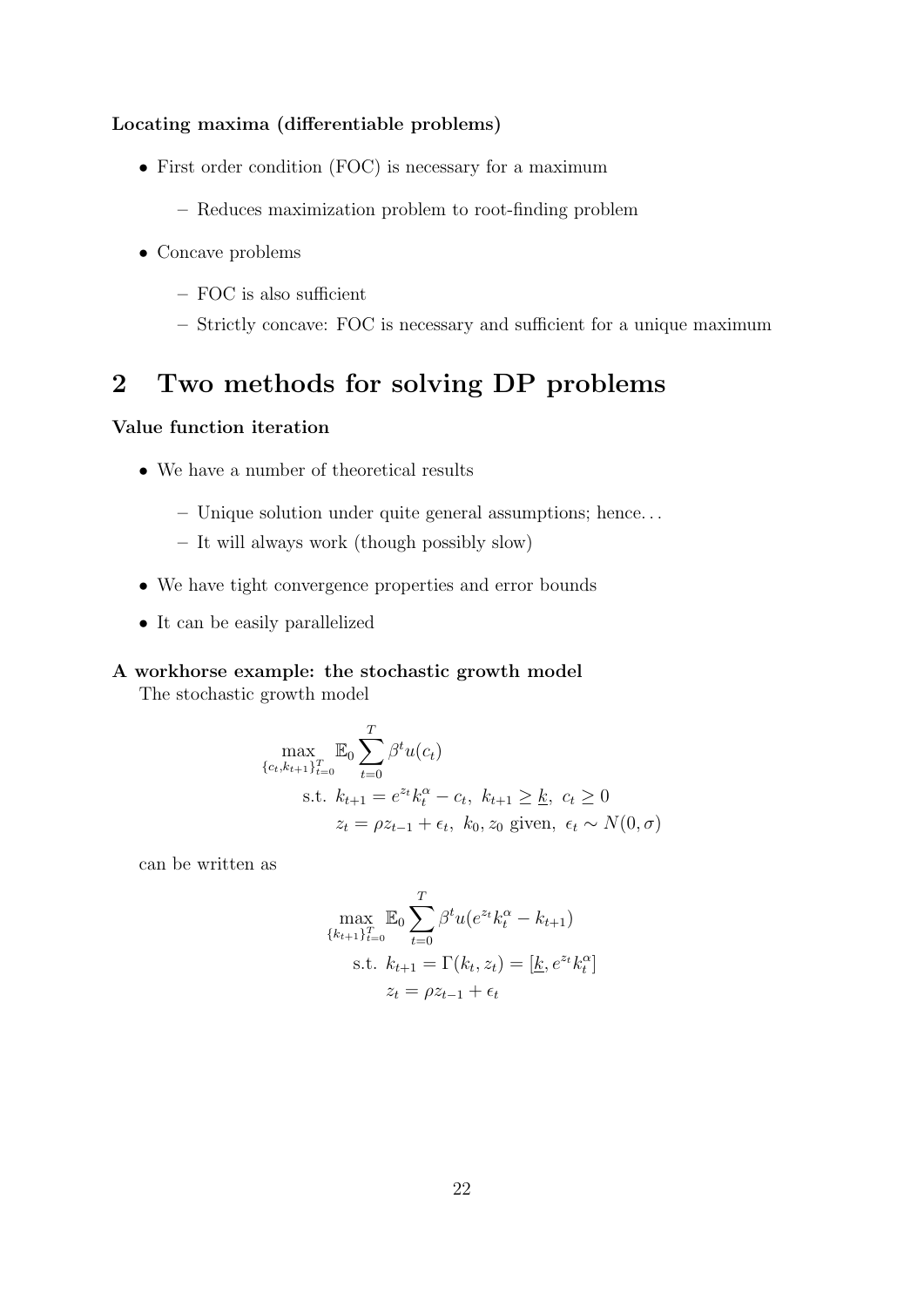**Locating maxima (differentiable problems)**

- First order condition (FOC) is necessary for a maximum
  - Reduces maximization problem to root-finding problem
- Concave problems
  - FOC is also sufficient
  - Strictly concave: FOC is necessary and sufficient for a unique maximum

# 2 Two methods for solving DP problems

**Value function iteration**

- We have a number of theoretical results
  - Unique solution under quite general assumptions; hence...
  - It will always work (though possibly slow)
- We have tight convergence properties and error bounds
- It can be easily parallelized

**A workhorse example: the stochastic growth model**

The stochastic growth model

$$
\begin{aligned}
\max_{\{c_t, k_{t+1}\}_{t=0}^T} \; & \mathbb{E}_0 \sum_{t=0}^{T} \beta^t u(c_t) \\
\text{s.t. } & k_{t+1} = e^{z_t} k_t^{\alpha} - c_t, \; k_{t+1} \geq \underline{k}, \; c_t \geq 0 \\
& z_t = \rho z_{t-1} + \epsilon_t, \; k_0, z_0 \text{ given}, \; \epsilon_t \sim N(0, \sigma)
\end{aligned}
$$

can be written as

$$
\begin{aligned}
\max_{\{k_{t+1}\}_{t=0}^T} \; & \mathbb{E}_0 \sum_{t=0}^{T} \beta^t u(e^{z_t} k_t^{\alpha} - k_{t+1}) \\
\text{s.t. } & k_{t+1} = \Gamma(k_t, z_t) = [\underline{k}, e^{z_t} k_t^{\alpha}] \\
& z_t = \rho z_{t-1} + \epsilon_t
\end{aligned}
$$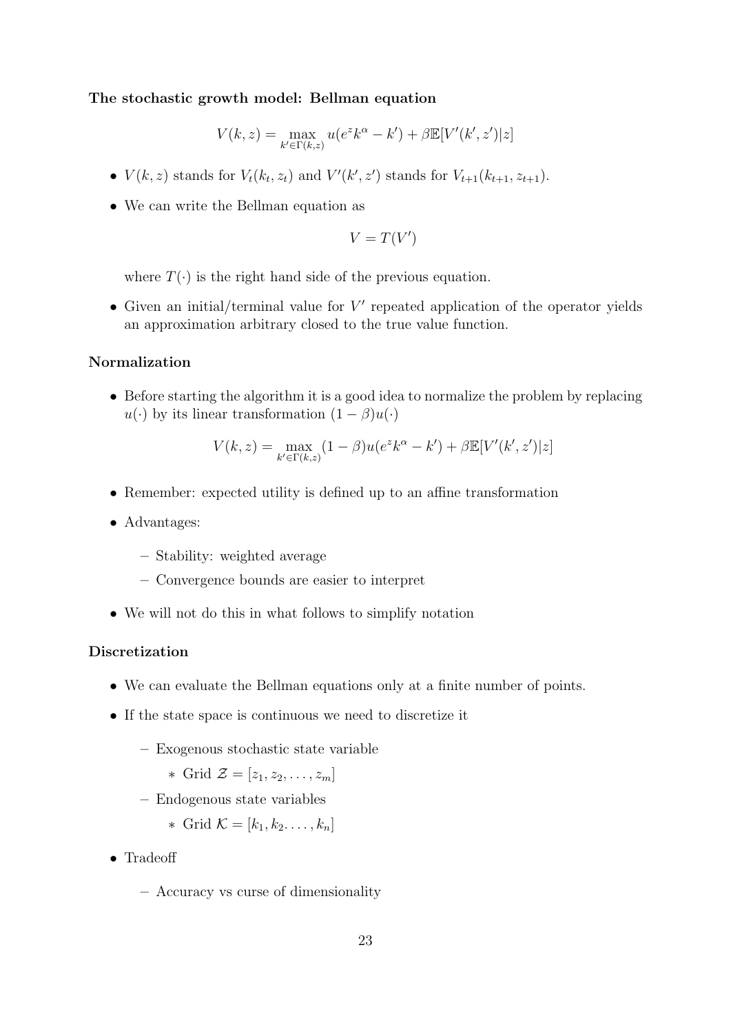**The stochastic growth model: Bellman equation**

$$V(k,z) = \max_{k' \in \Gamma(k,z)} u(e^z k^\alpha - k') + \beta \mathbb{E}[V'(k',z')|z]$$

- $V(k,z)$ stands for $V_t(k_t,z_t)$ and $V'(k',z')$ stands for $V_{t+1}(k_{t+1},z_{t+1})$.
- We can write the Bellman equation as

$$V = T(V')$$

  where $T(\cdot)$ is the right hand side of the previous equation.

- Given an initial/terminal value for $V'$ repeated application of the operator yields an approximation arbitrary closed to the true value function.

**Normalization**

- Before starting the algorithm it is a good idea to normalize the problem by replacing $u(\cdot)$ by its linear transformation $(1-\beta)u(\cdot)$

$$V(k,z) = \max_{k' \in \Gamma(k,z)} (1-\beta) u(e^z k^\alpha - k') + \beta \mathbb{E}[V'(k',z')|z]$$

- Remember: expected utility is defined up to an affine transformation
- Advantages:
  - Stability: weighted average
  - Convergence bounds are easier to interpret
- We will not do this in what follows to simplify notation

**Discretization**

- We can evaluate the Bellman equations only at a finite number of points.
- If the state space is continuous we need to discretize it
  - Exogenous stochastic state variable
    - Grid $\mathcal{Z} = [z_1, z_2, \ldots, z_m]$
  - Endogenous state variables
    - Grid $\mathcal{K} = [k_1, k_2 \ldots, k_n]$
- Tradeoff
  - Accuracy vs curse of dimensionality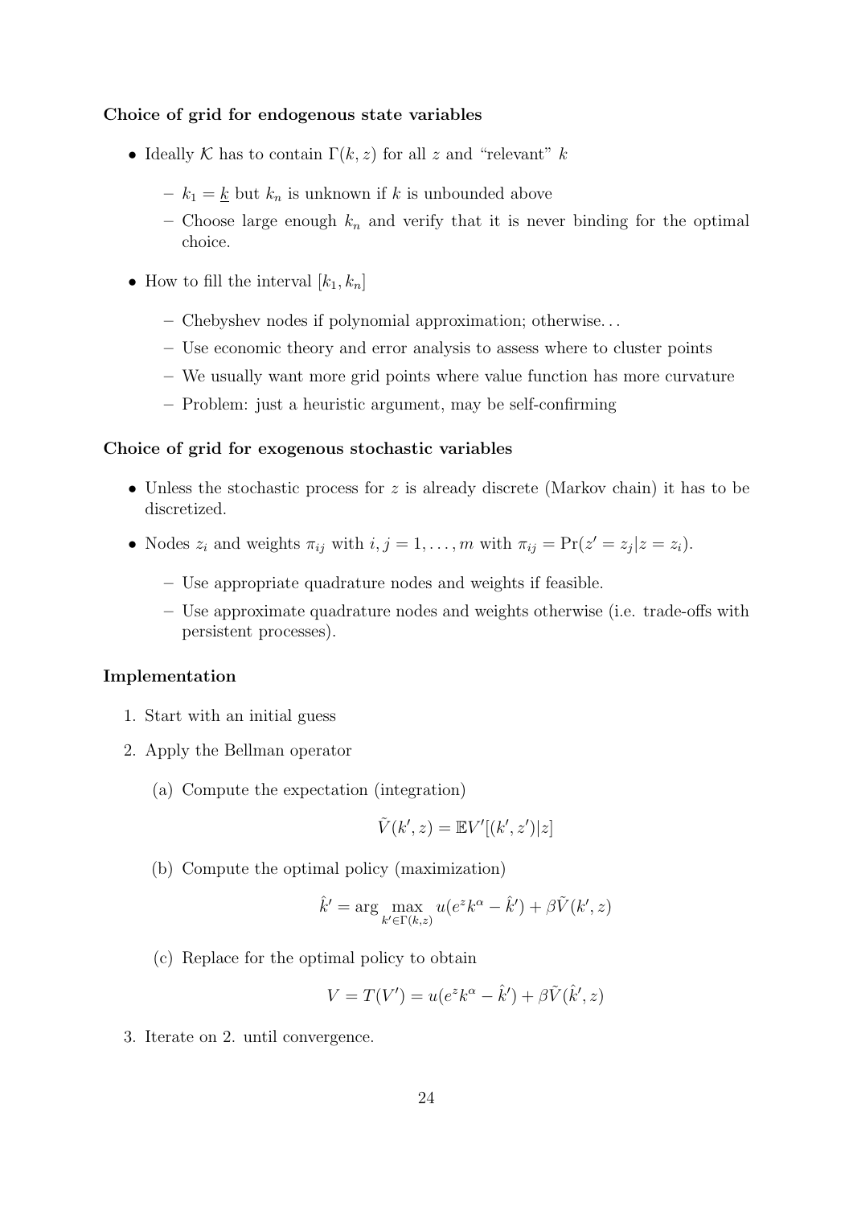**Choice of grid for endogenous state variables**

- Ideally $\mathcal{K}$ has to contain $\Gamma(k, z)$ for all $z$ and "relevant" $k$
  - $k_1 = \underline{k}$ but $k_n$ is unknown if $k$ is unbounded above
  - Choose large enough $k_n$ and verify that it is never binding for the optimal choice.
- How to fill the interval $[k_1, k_n]$
  - Chebyshev nodes if polynomial approximation; otherwise...
  - Use economic theory and error analysis to assess where to cluster points
  - We usually want more grid points where value function has more curvature
  - Problem: just a heuristic argument, may be self-confirming

**Choice of grid for exogenous stochastic variables**

- Unless the stochastic process for $z$ is already discrete (Markov chain) it has to be discretized.
- Nodes $z_i$ and weights $\pi_{ij}$ with $i, j = 1, \ldots, m$ with $\pi_{ij} = \Pr(z' = z_j | z = z_i)$.
  - Use appropriate quadrature nodes and weights if feasible.
  - Use approximate quadrature nodes and weights otherwise (i.e. trade-offs with persistent processes).

**Implementation**

1. Start with an initial guess
2. Apply the Bellman operator
   (a) Compute the expectation (integration)
   $$\tilde{V}(k', z) = \mathbb{E}V'[(k', z')|z]$$
   (b) Compute the optimal policy (maximization)
   $$\hat{k}' = \arg \max_{k' \in \Gamma(k,z)} u(e^z k^\alpha - \hat{k}') + \beta \tilde{V}(k', z)$$
   (c) Replace for the optimal policy to obtain
   $$V = T(V') = u(e^z k^\alpha - \hat{k}') + \beta \tilde{V}(\hat{k}', z)$$
3. Iterate on 2. until convergence.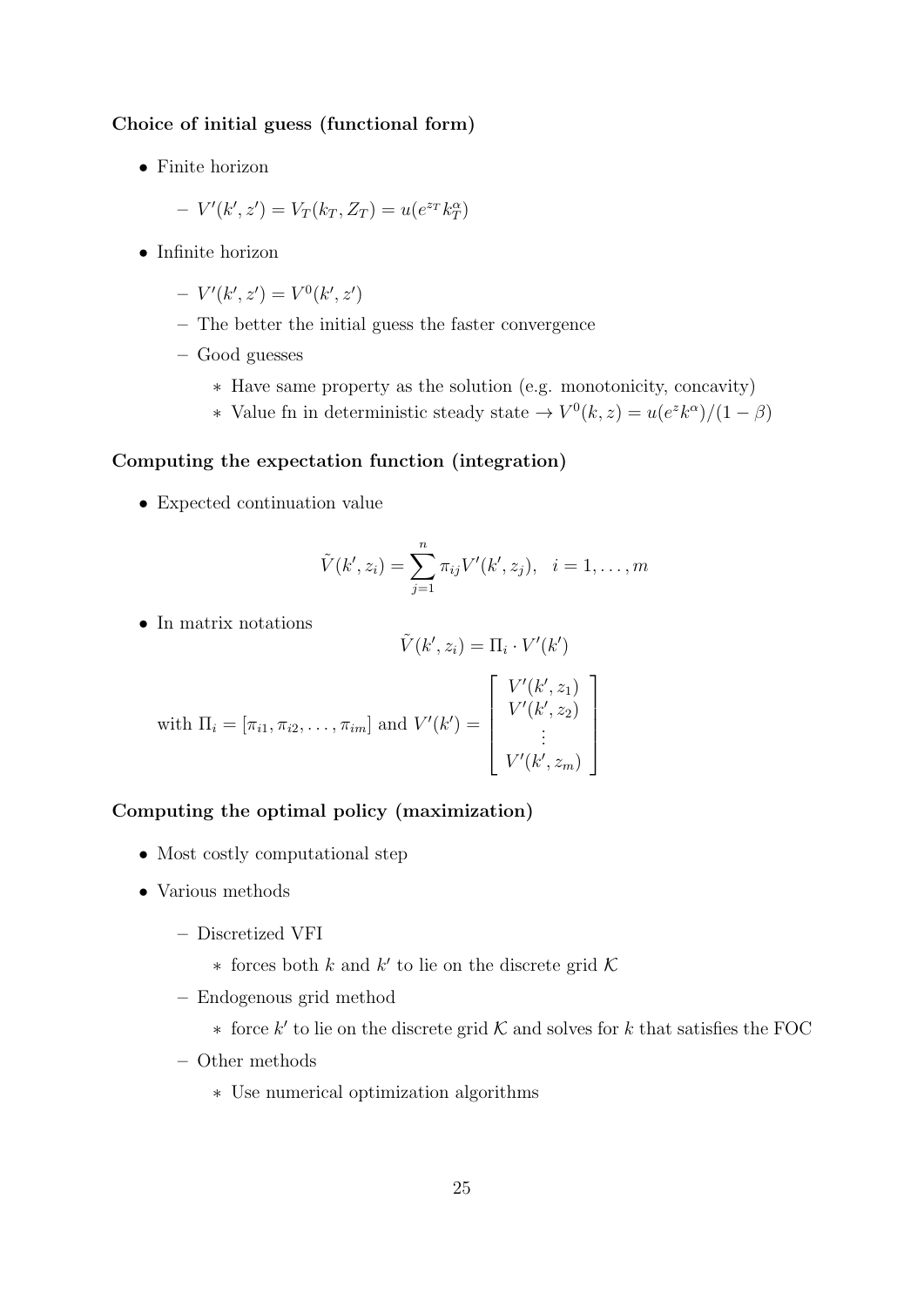**Choice of initial guess (functional form)**

- Finite horizon
  - $V'(k', z') = V_T(k_T, Z_T) = u(e^{z_T} k_T^\alpha)$
- Infinite horizon
  - $V'(k', z') = V^0(k', z')$
  - The better the initial guess the faster convergence
  - Good guesses
    - Have same property as the solution (e.g. monotonicity, concavity)
    - Value fn in deterministic steady state $\rightarrow V^0(k, z) = u(e^z k^\alpha)/(1 - \beta)$

**Computing the expectation function (integration)**

- Expected continuation value

$$\tilde{V}(k', z_i) = \sum_{j=1}^{n} \pi_{ij} V'(k', z_j), \quad i = 1, \ldots, m$$

- In matrix notations

$$\tilde{V}(k', z_i) = \Pi_i \cdot V'(k')$$

with $\Pi_i = [\pi_{i1}, \pi_{i2}, \ldots, \pi_{im}]$ and $V'(k') = \begin{bmatrix} V'(k', z_1) \\ V'(k', z_2) \\ \vdots \\ V'(k', z_m) \end{bmatrix}$

**Computing the optimal policy (maximization)**

- Most costly computational step
- Various methods
  - Discretized VFI
    - forces both $k$ and $k'$ to lie on the discrete grid $\mathcal{K}$
  - Endogenous grid method
    - force $k'$ to lie on the discrete grid $\mathcal{K}$ and solves for $k$ that satisfies the FOC
  - Other methods
    - Use numerical optimization algorithms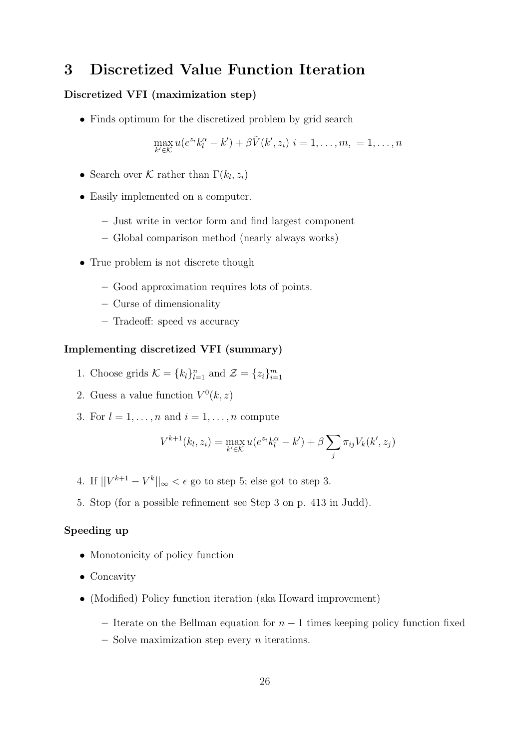# 3 Discretized Value Function Iteration

**Discretized VFI (maximization step)**

- Finds optimum for the discretized problem by grid search

$$\max_{k' \in \mathcal{K}} u(e^{z_i} k_l^{\alpha} - k') + \beta \tilde{V}(k', z_i) \ i = 1, \ldots, m, \ = 1, \ldots, n$$

- Search over $\mathcal{K}$ rather than $\Gamma(k_l, z_i)$
- Easily implemented on a computer.
  - Just write in vector form and find largest component
  - Global comparison method (nearly always works)
- True problem is not discrete though
  - Good approximation requires lots of points.
  - Curse of dimensionality
  - Tradeoff: speed vs accuracy

**Implementing discretized VFI (summary)**

1. Choose grids $\mathcal{K} = \{k_l\}_{l=1}^{n}$ and $\mathcal{Z} = \{z_i\}_{i=1}^{m}$
2. Guess a value function $V^0(k, z)$
3. For $l = 1, \ldots, n$ and $i = 1, \ldots, n$ compute

$$V^{k+1}(k_l, z_i) = \max_{k' \in \mathcal{K}} u(e^{z_i} k_l^{\alpha} - k') + \beta \sum_j \pi_{ij} V_k(k', z_j)$$

4. If $||V^{k+1} - V^k||_{\infty} < \epsilon$ go to step 5; else got to step 3.
5. Stop (for a possible refinement see Step 3 on p. 413 in Judd).

**Speeding up**

- Monotonicity of policy function
- Concavity
- (Modified) Policy function iteration (aka Howard improvement)
  - Iterate on the Bellman equation for $n - 1$ times keeping policy function fixed
  - Solve maximization step every $n$ iterations.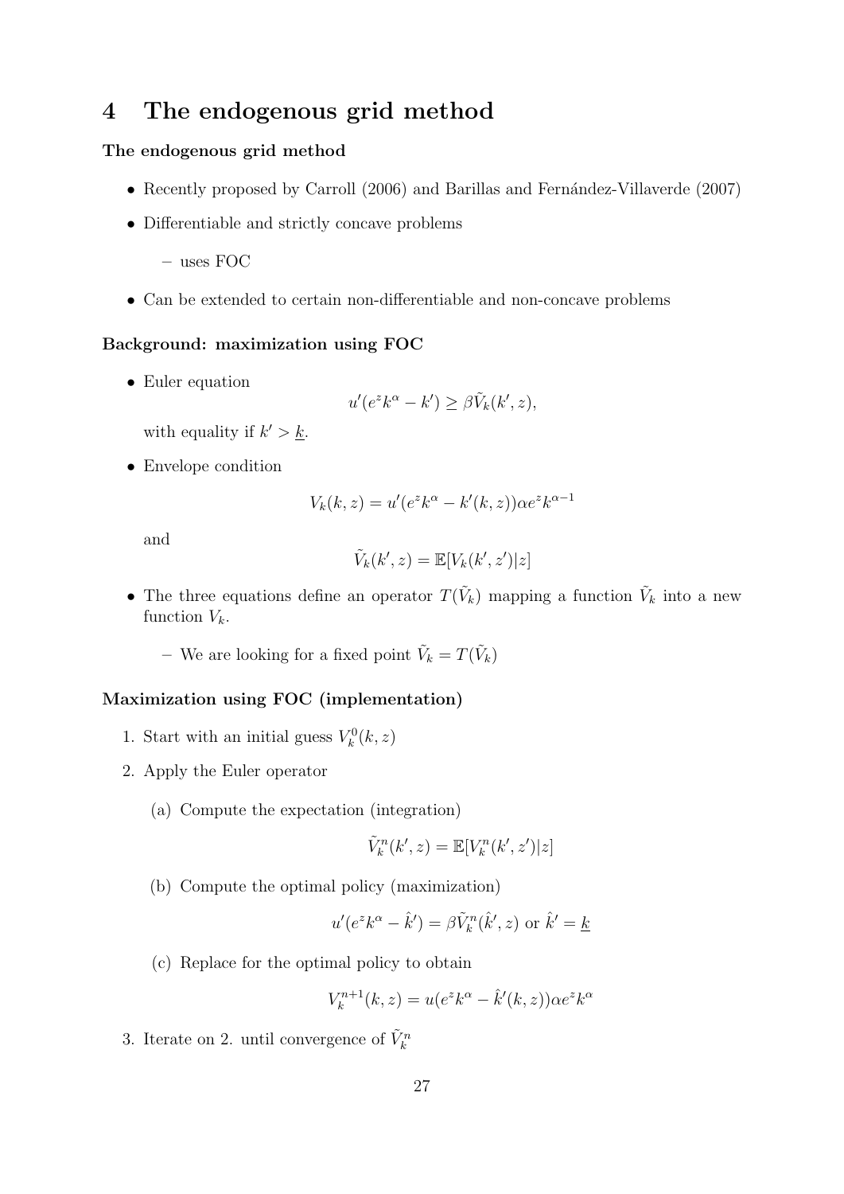# 4 The endogenous grid method

**The endogenous grid method**

- Recently proposed by Carroll (2006) and Barillas and Fernández-Villaverde (2007)
- Differentiable and strictly concave problems
  - uses FOC
- Can be extended to certain non-differentiable and non-concave problems

**Background: maximization using FOC**

- Euler equation

$$u'(e^z k^\alpha - k') \geq \beta \tilde{V}_k(k', z),$$

  with equality if $k' > \underline{k}$.

- Envelope condition

$$V_k(k, z) = u'(e^z k^\alpha - k'(k, z))\alpha e^z k^{\alpha - 1}$$

  and

$$\tilde{V}_k(k', z) = \mathbb{E}[V_k(k', z')|z]$$

- The three equations define an operator $T(\tilde{V}_k)$ mapping a function $\tilde{V}_k$ into a new function $V_k$.
  - We are looking for a fixed point $\tilde{V}_k = T(\tilde{V}_k)$

**Maximization using FOC (implementation)**

1. Start with an initial guess $V_k^0(k, z)$
2. Apply the Euler operator
   (a) Compute the expectation (integration)

$$\tilde{V}_k^n(k', z) = \mathbb{E}[V_k^n(k', z')|z]$$

   (b) Compute the optimal policy (maximization)

$$u'(e^z k^\alpha - \hat{k}') = \beta \tilde{V}_k^n(\hat{k}', z) \text{ or } \hat{k}' = \underline{k}$$

   (c) Replace for the optimal policy to obtain

$$V_k^{n+1}(k, z) = u(e^z k^\alpha - \hat{k}'(k, z))\alpha e^z k^\alpha$$

3. Iterate on 2. until convergence of $\tilde{V}_k^n$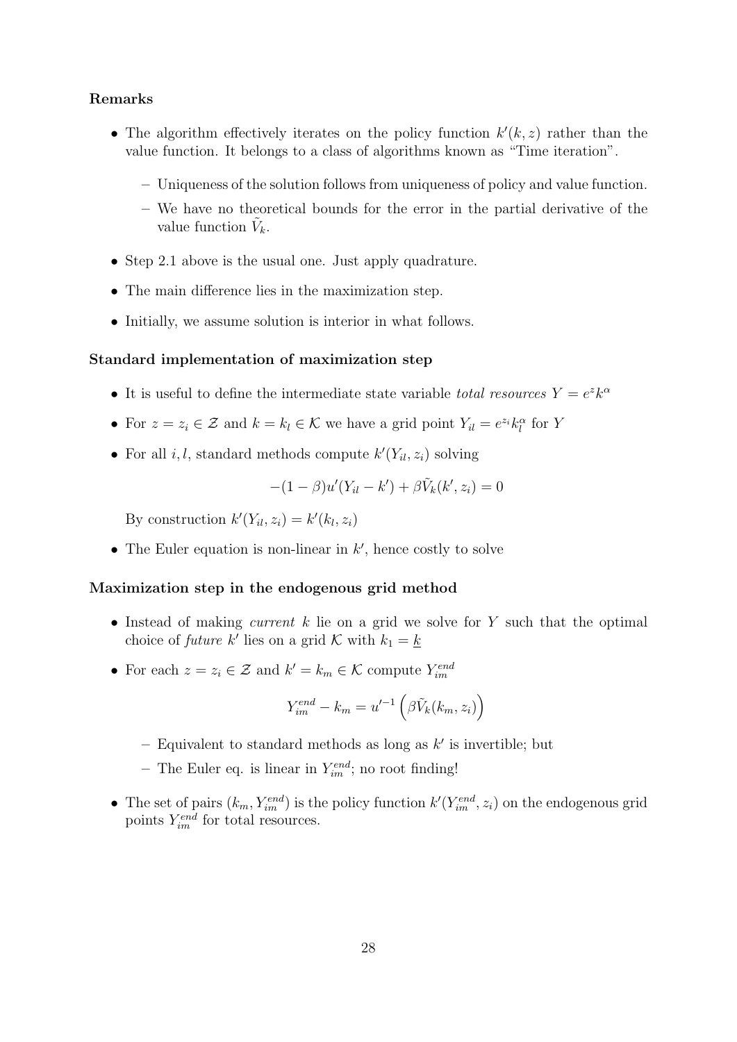**Remarks**

- The algorithm effectively iterates on the policy function $k'(k, z)$ rather than the value function. It belongs to a class of algorithms known as "Time iteration".
  - Uniqueness of the solution follows from uniqueness of policy and value function.
  - We have no theoretical bounds for the error in the partial derivative of the value function $\tilde{V}_k$.
- Step 2.1 above is the usual one. Just apply quadrature.
- The main difference lies in the maximization step.
- Initially, we assume solution is interior in what follows.

**Standard implementation of maximization step**

- It is useful to define the intermediate state variable *total resources* $Y = e^z k^\alpha$
- For $z = z_i \in \mathcal{Z}$ and $k = k_l \in \mathcal{K}$ we have a grid point $Y_{il} = e^{z_i} k_l^\alpha$ for $Y$
- For all $i, l$, standard methods compute $k'(Y_{il}, z_i)$ solving

$$-(1 - \beta) u'(Y_{il} - k') + \beta \tilde{V}_k(k', z_i) = 0$$

  By construction $k'(Y_{il}, z_i) = k'(k_l, z_i)$

- The Euler equation is non-linear in $k'$, hence costly to solve

**Maximization step in the endogenous grid method**

- Instead of making *current* $k$ lie on a grid we solve for $Y$ such that the optimal choice of *future* $k'$ lies on a grid $\mathcal{K}$ with $k_1 = \underline{k}$
- For each $z = z_i \in \mathcal{Z}$ and $k' = k_m \in \mathcal{K}$ compute $Y_{im}^{end}$

$$Y_{im}^{end} - k_m = u'^{-1}\left(\beta \tilde{V}_k(k_m, z_i)\right)$$

  - Equivalent to standard methods as long as $k'$ is invertible; but
  - The Euler eq. is linear in $Y_{im}^{end}$; no root finding!
- The set of pairs $(k_m, Y_{im}^{end})$ is the policy function $k'(Y_{im}^{end}, z_i)$ on the endogenous grid points $Y_{im}^{end}$ for total resources.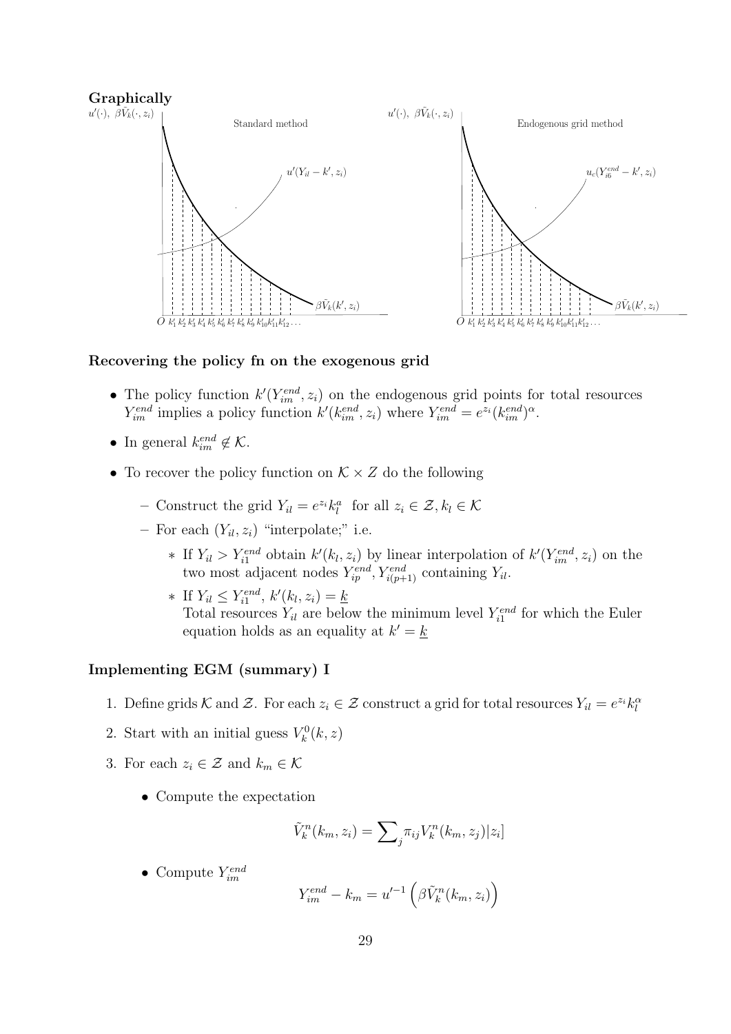**Graphically**

$u'(\cdot),\ \beta\tilde{V}_k(\cdot, z_i)$

Standard method

$u'(Y_{il} - k', z_i)$

$\beta\tilde{V}_k(k', z_i)$

$O\ k'_1\ k'_2\ k'_3\ k'_4\ k'_5\ k'_6\ k'_7\ k'_8\ k'_9\ k'_{10} k'_{11} k'_{12} \ldots$

$u'(\cdot),\ \beta\tilde{V}_k(\cdot, z_i)$

Endogenous grid method

$u_c(Y^{end}_{i6} - k', z_i)$

$\beta\tilde{V}_k(k', z_i)$

$O\ k'_1\ k'_2\ k'_3\ k'_4\ k'_5\ k'_6\ k'_7\ k'_8\ k'_9\ k'_{10} k'_{11} k'_{12} \ldots$

**Recovering the policy fn on the exogenous grid**

- The policy function $k'(Y^{end}_{im}, z_i)$ on the endogenous grid points for total resources $Y^{end}_{im}$ implies a policy function $k'(k^{end}_{im}, z_i)$ where $Y^{end}_{im} = e^{z_i}(k^{end}_{im})^{\alpha}$.
- In general $k^{end}_{im} \notin \mathcal{K}$.
- To recover the policy function on $\mathcal{K} \times Z$ do the following
  - Construct the grid $Y_{il} = e^{z_i}k^a_l$ for all $z_i \in \mathcal{Z}, k_l \in \mathcal{K}$
  - For each $(Y_{il}, z_i)$ "interpolate;" i.e.
    - If $Y_{il} > Y^{end}_{i1}$ obtain $k'(k_l, z_i)$ by linear interpolation of $k'(Y^{end}_{im}, z_i)$ on the two most adjacent nodes $Y^{end}_{ip}, Y^{end}_{i(p+1)}$ containing $Y_{il}$.
    - If $Y_{il} \leq Y^{end}_{i1}$, $k'(k_l, z_i) = \underline{k}$
      Total resources $Y_{il}$ are below the minimum level $Y^{end}_{i1}$ for which the Euler equation holds as an equality at $k' = \underline{k}$

**Implementing EGM (summary) I**

1. Define grids $\mathcal{K}$ and $\mathcal{Z}$. For each $z_i \in \mathcal{Z}$ construct a grid for total resources $Y_{il} = e^{z_i}k^{\alpha}_l$
2. Start with an initial guess $V^0_k(k, z)$
3. For each $z_i \in \mathcal{Z}$ and $k_m \in \mathcal{K}$
   - Compute the expectation
   $$\tilde{V}^n_k(k_m, z_i) = \sum\nolimits_j \pi_{ij} V^n_k(k_m, z_j)|z_i]$$
   - Compute $Y^{end}_{im}$
   $$Y^{end}_{im} - k_m = u'^{-1}\left(\beta\tilde{V}^n_k(k_m, z_i)\right)$$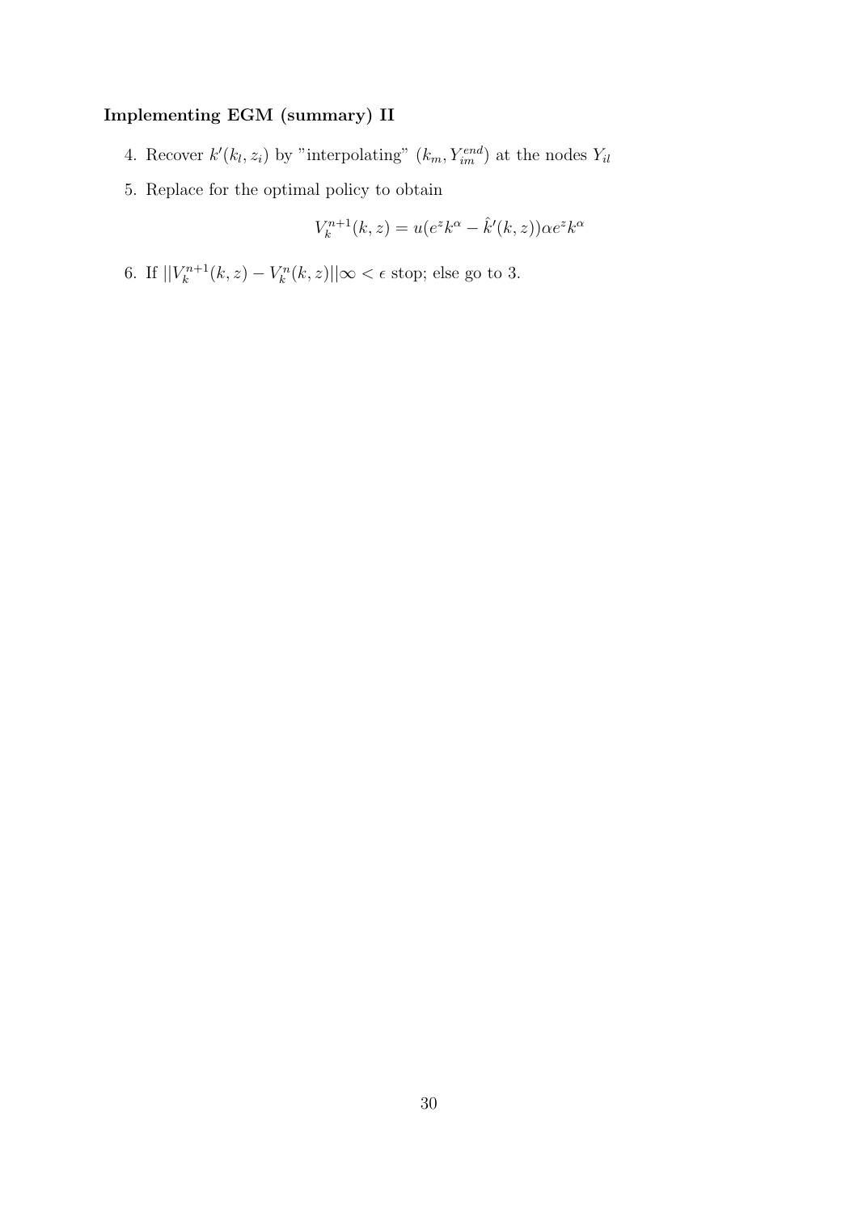**Implementing EGM (summary) II**

4. Recover $k'(k_l, z_i)$ by "interpolating" $(k_m, Y^{end}_{im})$ at the nodes $Y_{il}$
5. Replace for the optimal policy to obtain

$$V^{n+1}_k(k,z) = u(e^z k^\alpha - \hat{k}'(k,z))\alpha e^z k^\alpha$$

6. If $||V^{n+1}_k(k,z) - V^n_k(k,z)||\infty < \epsilon$ stop; else go to 3.